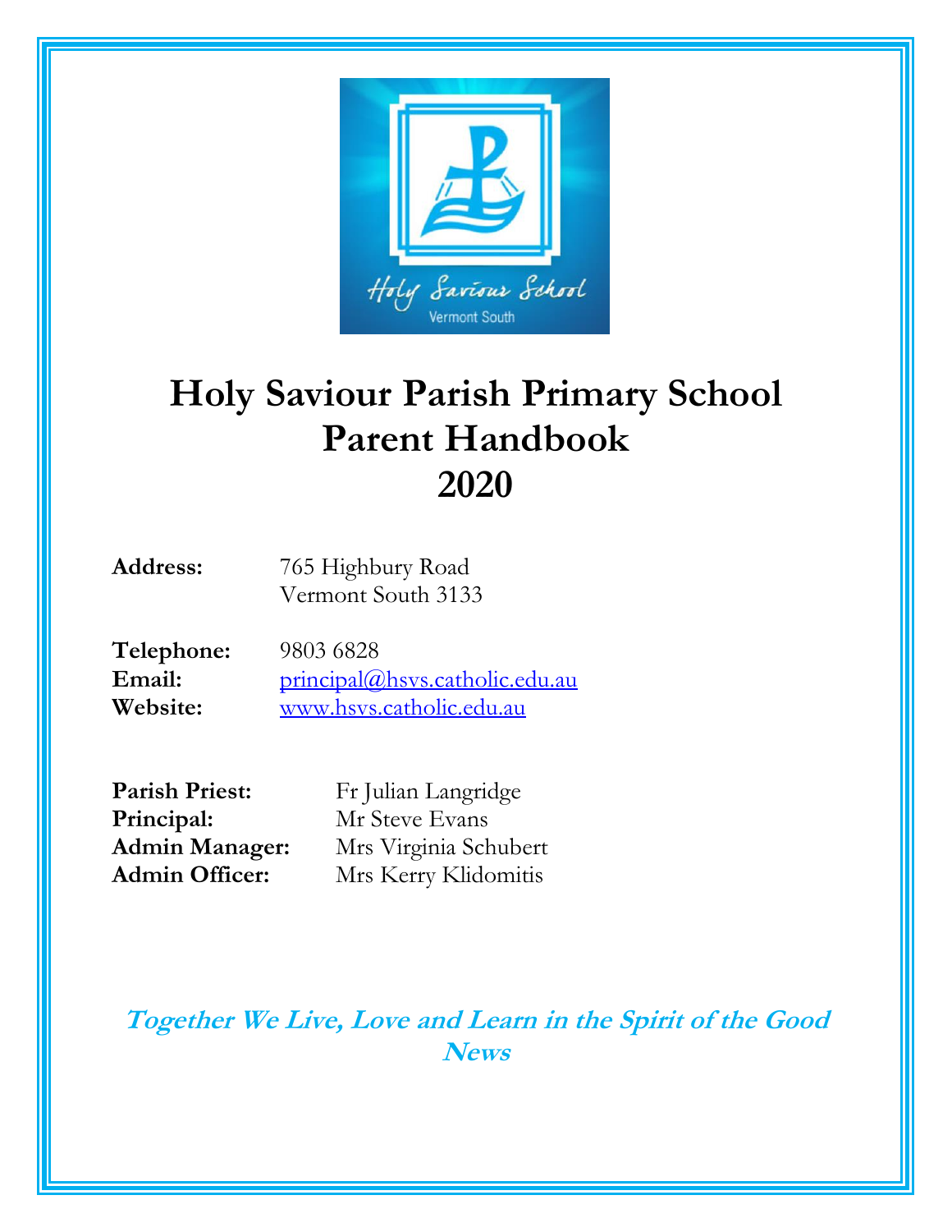# Holy Saviour Parish Primary School
# Parent Handbook
# 2020

**Address:** 765 Highbury Road
Vermont South 3133

**Telephone:** 9803 6828
**Email:** principal@hsvs.catholic.edu.au
**Website:** www.hsvs.catholic.edu.au

**Parish Priest:** Fr Julian Langridge
**Principal:** Mr Steve Evans
**Admin Manager:** Mrs Virginia Schubert
**Admin Officer:** Mrs Kerry Klidomitis

***Together We Live, Love and Learn in the Spirit of the Good News***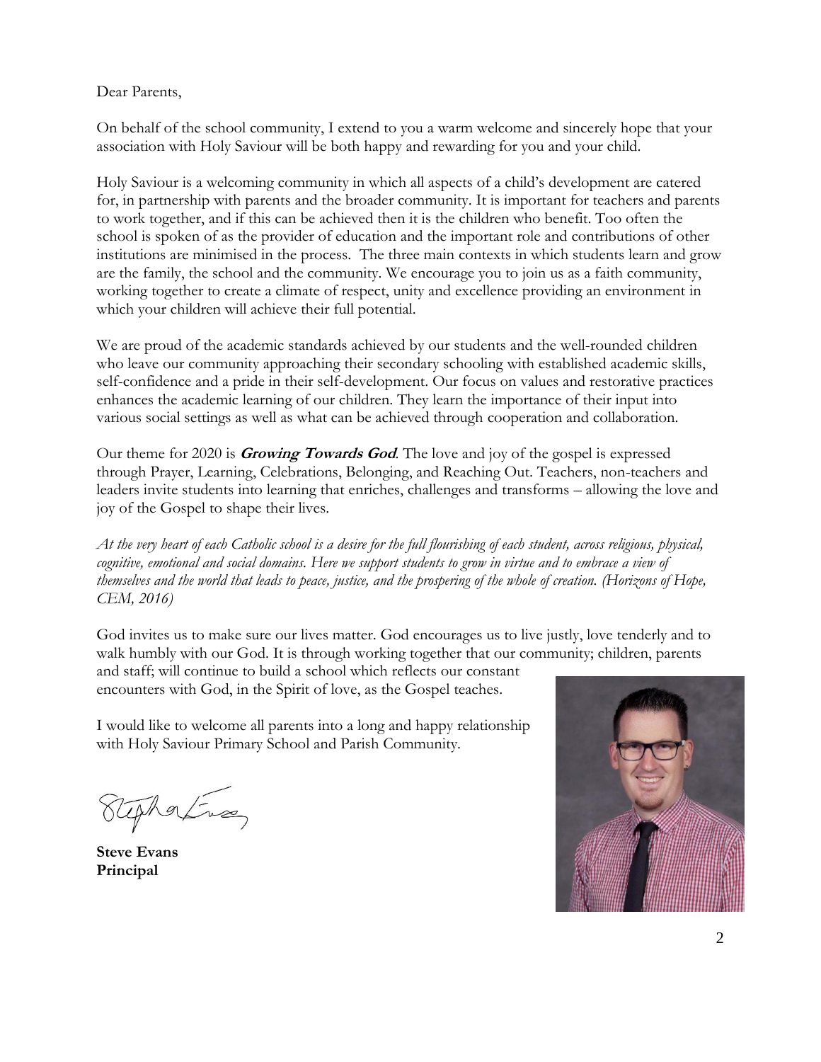Dear Parents,

On behalf of the school community, I extend to you a warm welcome and sincerely hope that your association with Holy Saviour will be both happy and rewarding for you and your child.

Holy Saviour is a welcoming community in which all aspects of a child's development are catered for, in partnership with parents and the broader community. It is important for teachers and parents to work together, and if this can be achieved then it is the children who benefit. Too often the school is spoken of as the provider of education and the important role and contributions of other institutions are minimised in the process. The three main contexts in which students learn and grow are the family, the school and the community. We encourage you to join us as a faith community, working together to create a climate of respect, unity and excellence providing an environment in which your children will achieve their full potential.

We are proud of the academic standards achieved by our students and the well-rounded children who leave our community approaching their secondary schooling with established academic skills, self-confidence and a pride in their self-development. Our focus on values and restorative practices enhances the academic learning of our children. They learn the importance of their input into various social settings as well as what can be achieved through cooperation and collaboration.

Our theme for 2020 is ***Growing Towards God***. The love and joy of the gospel is expressed through Prayer, Learning, Celebrations, Belonging, and Reaching Out. Teachers, non-teachers and leaders invite students into learning that enriches, challenges and transforms – allowing the love and joy of the Gospel to shape their lives.

*At the very heart of each Catholic school is a desire for the full flourishing of each student, across religious, physical, cognitive, emotional and social domains. Here we support students to grow in virtue and to embrace a view of themselves and the world that leads to peace, justice, and the prospering of the whole of creation. (Horizons of Hope, CEM, 2016)*

God invites us to make sure our lives matter. God encourages us to live justly, love tenderly and to walk humbly with our God. It is through working together that our community; children, parents and staff; will continue to build a school which reflects our constant encounters with God, in the Spirit of love, as the Gospel teaches.

I would like to welcome all parents into a long and happy relationship with Holy Saviour Primary School and Parish Community.

**Steve Evans**
**Principal**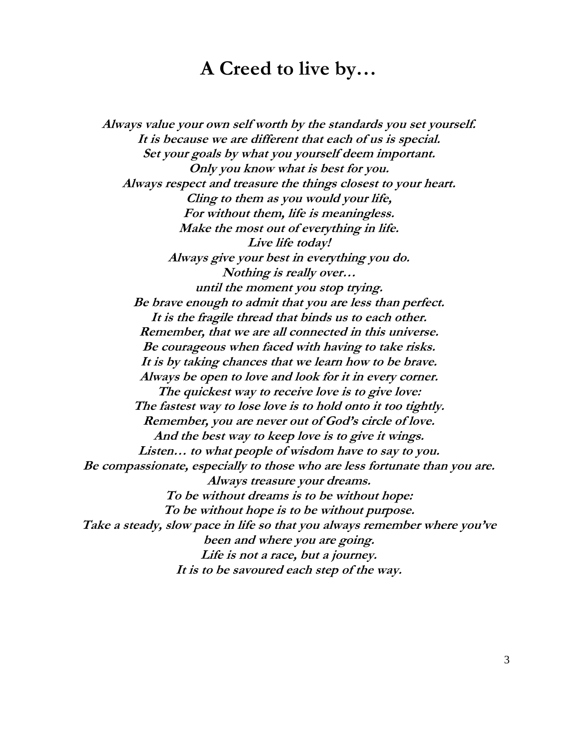# A Creed to live by…

***Always value your own self worth by the standards you set yourself.***
***It is because we are different that each of us is special.***
***Set your goals by what you yourself deem important.***
***Only you know what is best for you.***
***Always respect and treasure the things closest to your heart.***
***Cling to them as you would your life,***
***For without them, life is meaningless.***
***Make the most out of everything in life.***
***Live life today!***
***Always give your best in everything you do.***
***Nothing is really over…***
***until the moment you stop trying.***
***Be brave enough to admit that you are less than perfect.***
***It is the fragile thread that binds us to each other.***
***Remember, that we are all connected in this universe.***
***Be courageous when faced with having to take risks.***
***It is by taking chances that we learn how to be brave.***
***Always be open to love and look for it in every corner.***
***The quickest way to receive love is to give love:***
***The fastest way to lose love is to hold onto it too tightly.***
***Remember, you are never out of God's circle of love.***
***And the best way to keep love is to give it wings.***
***Listen… to what people of wisdom have to say to you.***
***Be compassionate, especially to those who are less fortunate than you are.***
***Always treasure your dreams.***
***To be without dreams is to be without hope:***
***To be without hope is to be without purpose.***
***Take a steady, slow pace in life so that you always remember where you've been and where you are going.***
***Life is not a race, but a journey.***
***It is to be savoured each step of the way.***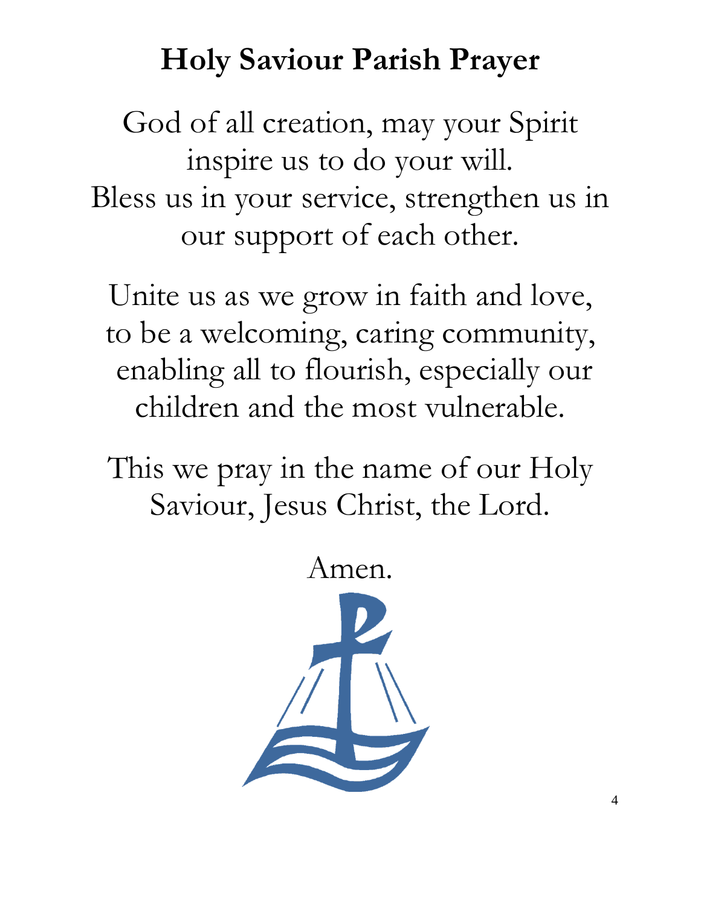# Holy Saviour Parish Prayer

God of all creation, may your Spirit inspire us to do your will.
Bless us in your service, strengthen us in our support of each other.

Unite us as we grow in faith and love, to be a welcoming, caring community, enabling all to flourish, especially our children and the most vulnerable.

This we pray in the name of our Holy Saviour, Jesus Christ, the Lord.

Amen.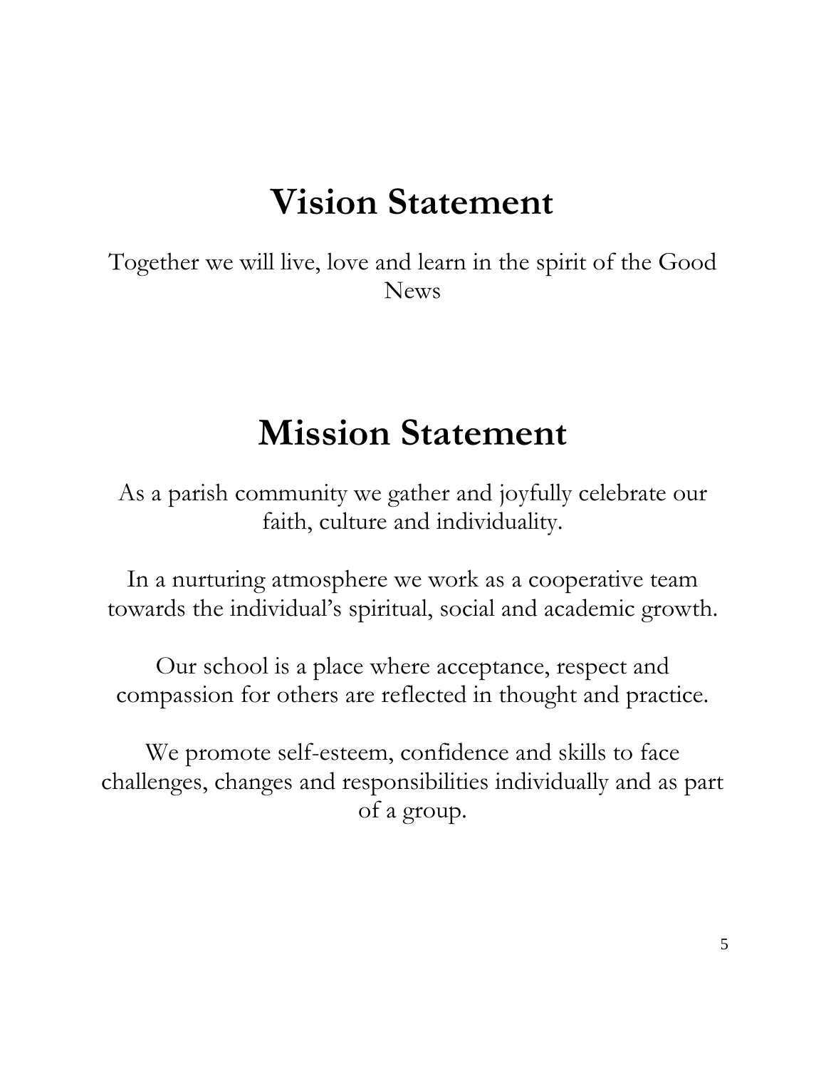# Vision Statement

Together we will live, love and learn in the spirit of the Good News

# Mission Statement

As a parish community we gather and joyfully celebrate our faith, culture and individuality.

In a nurturing atmosphere we work as a cooperative team towards the individual's spiritual, social and academic growth.

Our school is a place where acceptance, respect and compassion for others are reflected in thought and practice.

We promote self-esteem, confidence and skills to face challenges, changes and responsibilities individually and as part of a group.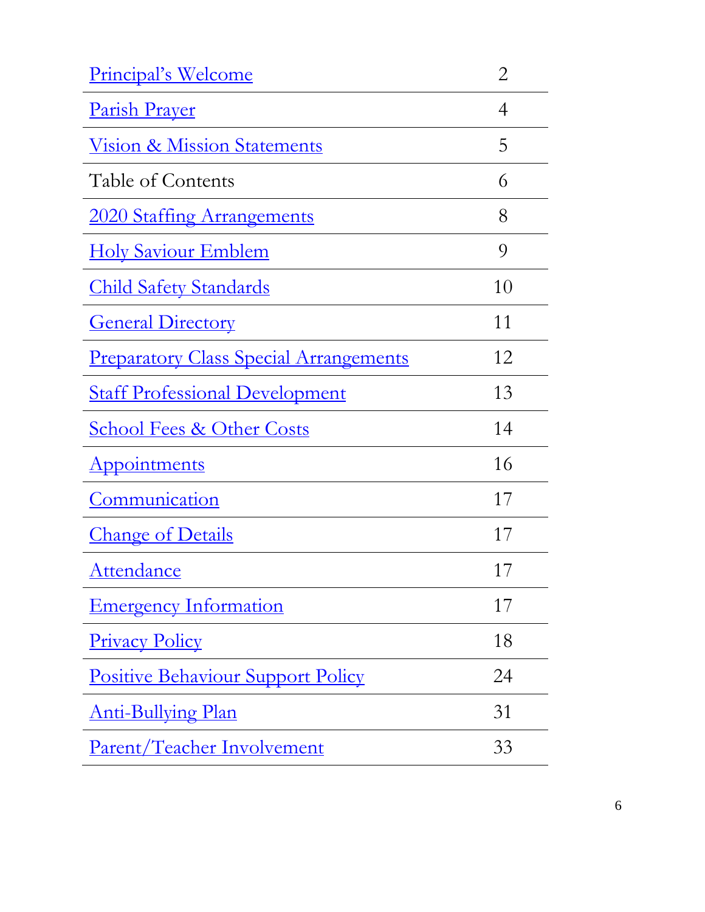| | |
|---|---|
| Principal's Welcome | 2 |
| Parish Prayer | 4 |
| Vision & Mission Statements | 5 |
| Table of Contents | 6 |
| 2020 Staffing Arrangements | 8 |
| Holy Saviour Emblem | 9 |
| Child Safety Standards | 10 |
| General Directory | 11 |
| Preparatory Class Special Arrangements | 12 |
| Staff Professional Development | 13 |
| School Fees & Other Costs | 14 |
| Appointments | 16 |
| Communication | 17 |
| Change of Details | 17 |
| Attendance | 17 |
| Emergency Information | 17 |
| Privacy Policy | 18 |
| Positive Behaviour Support Policy | 24 |
| Anti-Bullying Plan | 31 |
| Parent/Teacher Involvement | 33 |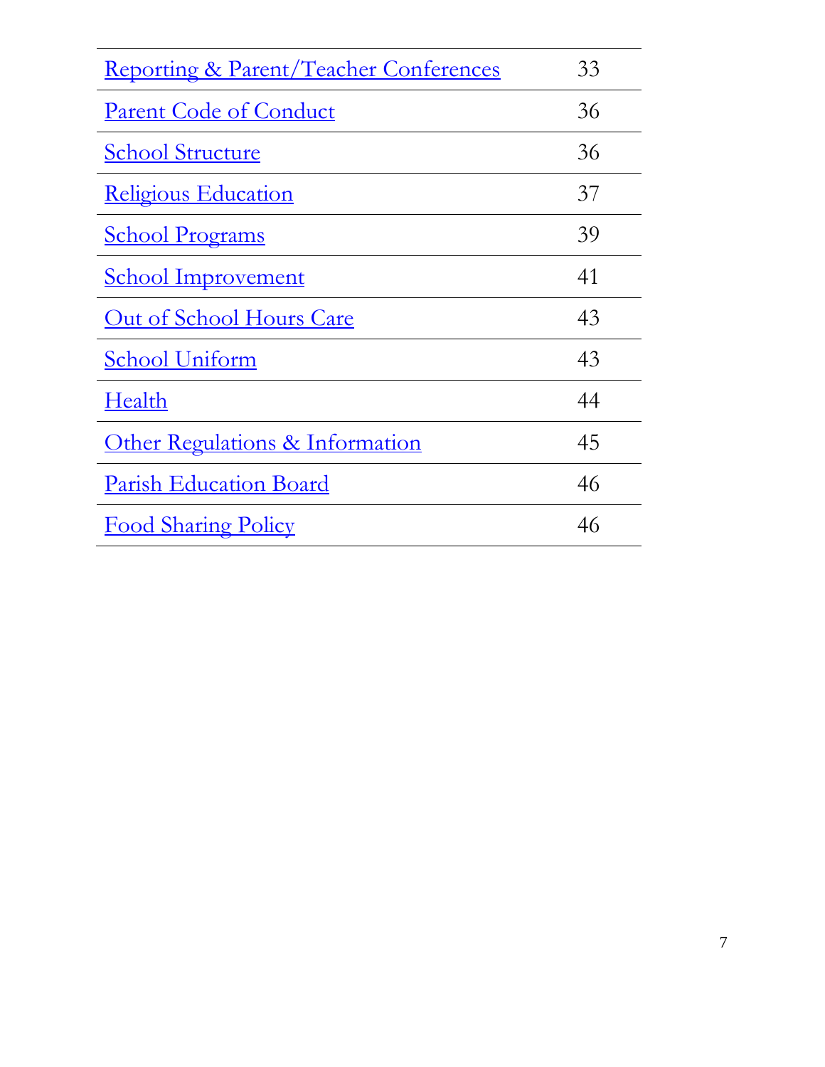| | |
|---|---|
| Reporting & Parent/Teacher Conferences | 33 |
| Parent Code of Conduct | 36 |
| School Structure | 36 |
| Religious Education | 37 |
| School Programs | 39 |
| School Improvement | 41 |
| Out of School Hours Care | 43 |
| School Uniform | 43 |
| Health | 44 |
| Other Regulations & Information | 45 |
| Parish Education Board | 46 |
| Food Sharing Policy | 46 |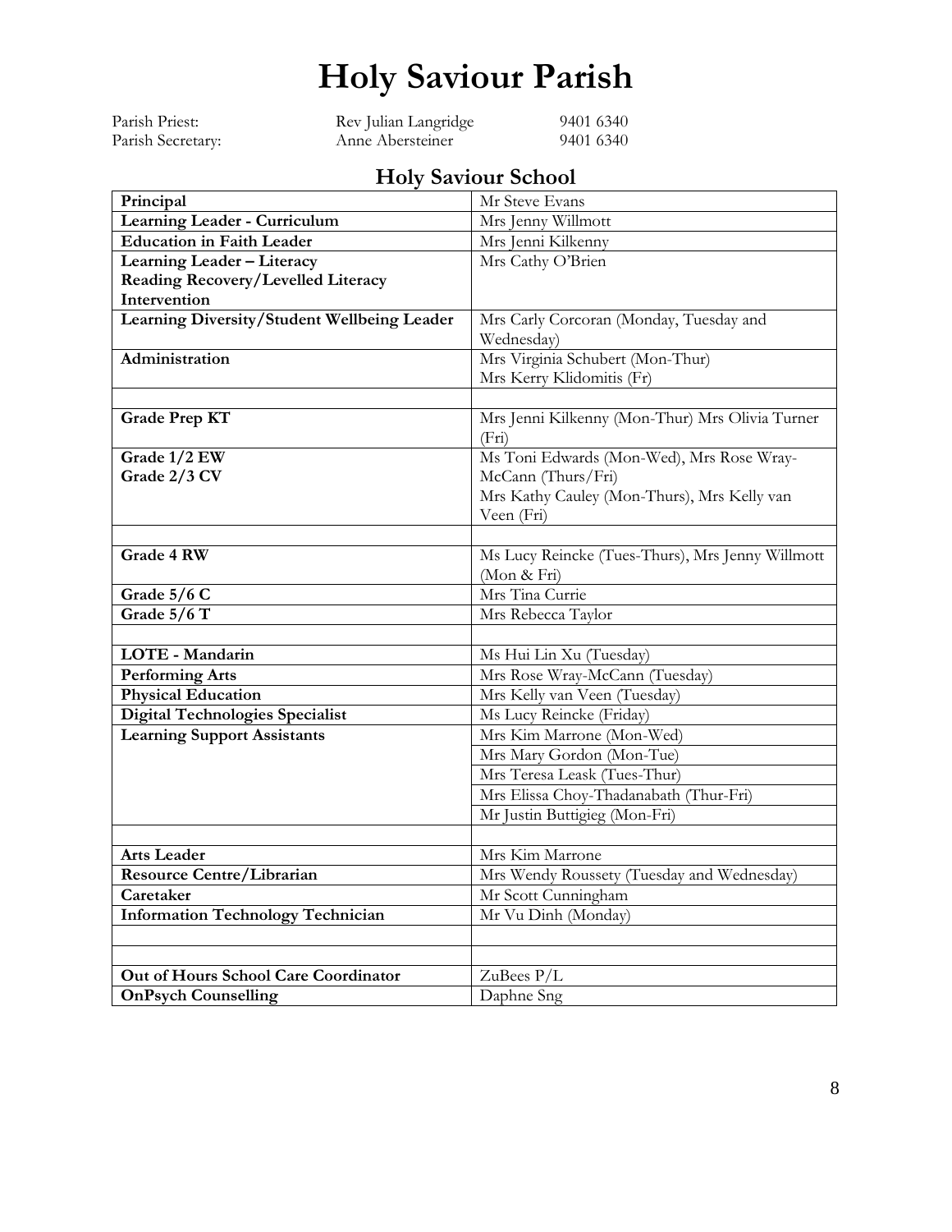# Holy Saviour Parish

| | | |
|---|---|---|
| Parish Priest: | Rev Julian Langridge | 9401 6340 |
| Parish Secretary: | Anne Abersteiner | 9401 6340 |

## Holy Saviour School

| | |
|---|---|
| **Principal** | Mr Steve Evans |
| **Learning Leader - Curriculum** | Mrs Jenny Willmott |
| **Education in Faith Leader** | Mrs Jenni Kilkenny |
| **Learning Leader – Literacy Reading Recovery/Levelled Literacy Intervention** | Mrs Cathy O'Brien |
| **Learning Diversity/Student Wellbeing Leader** | Mrs Carly Corcoran (Monday, Tuesday and Wednesday) |
| **Administration** | Mrs Virginia Schubert (Mon-Thur)<br>Mrs Kerry Klidomitis (Fr) |
| | |
| **Grade Prep KT** | Mrs Jenni Kilkenny (Mon-Thur) Mrs Olivia Turner (Fri) |
| **Grade 1/2 EW**<br>**Grade 2/3 CV** | Ms Toni Edwards (Mon-Wed), Mrs Rose Wray-McCann (Thurs/Fri)<br>Mrs Kathy Cauley (Mon-Thurs), Mrs Kelly van Veen (Fri) |
| | |
| **Grade 4 RW** | Ms Lucy Reincke (Tues-Thurs), Mrs Jenny Willmott (Mon & Fri) |
| **Grade 5/6 C** | Mrs Tina Currie |
| **Grade 5/6 T** | Mrs Rebecca Taylor |
| | |
| **LOTE - Mandarin** | Ms Hui Lin Xu (Tuesday) |
| **Performing Arts** | Mrs Rose Wray-McCann (Tuesday) |
| **Physical Education** | Mrs Kelly van Veen (Tuesday) |
| **Digital Technologies Specialist** | Ms Lucy Reincke (Friday) |
| **Learning Support Assistants** | Mrs Kim Marrone (Mon-Wed) |
| | Mrs Mary Gordon (Mon-Tue) |
| | Mrs Teresa Leask (Tues-Thur) |
| | Mrs Elissa Choy-Thadanabath (Thur-Fri) |
| | Mr Justin Buttigieg (Mon-Fri) |
| | |
| **Arts Leader** | Mrs Kim Marrone |
| **Resource Centre/Librarian** | Mrs Wendy Roussety (Tuesday and Wednesday) |
| **Caretaker** | Mr Scott Cunningham |
| **Information Technology Technician** | Mr Vu Dinh (Monday) |
| | |
| | |
| **Out of Hours School Care Coordinator** | ZuBees P/L |
| **OnPsych Counselling** | Daphne Sng |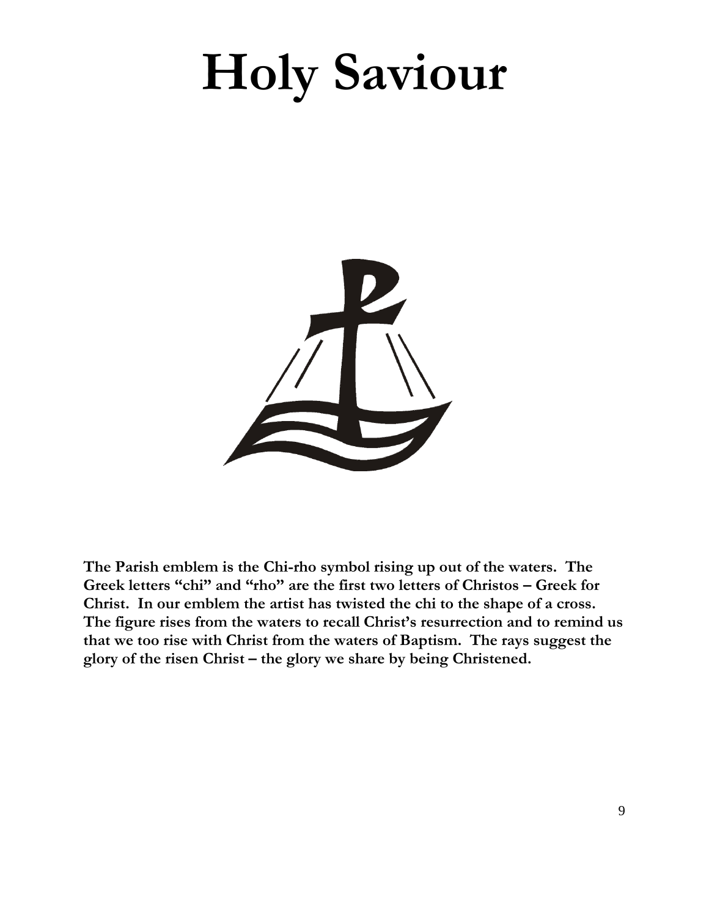# Holy Saviour

**The Parish emblem is the Chi-rho symbol rising up out of the waters. The Greek letters "chi" and "rho" are the first two letters of Christos – Greek for Christ. In our emblem the artist has twisted the chi to the shape of a cross. The figure rises from the waters to recall Christ's resurrection and to remind us that we too rise with Christ from the waters of Baptism. The rays suggest the glory of the risen Christ – the glory we share by being Christened.**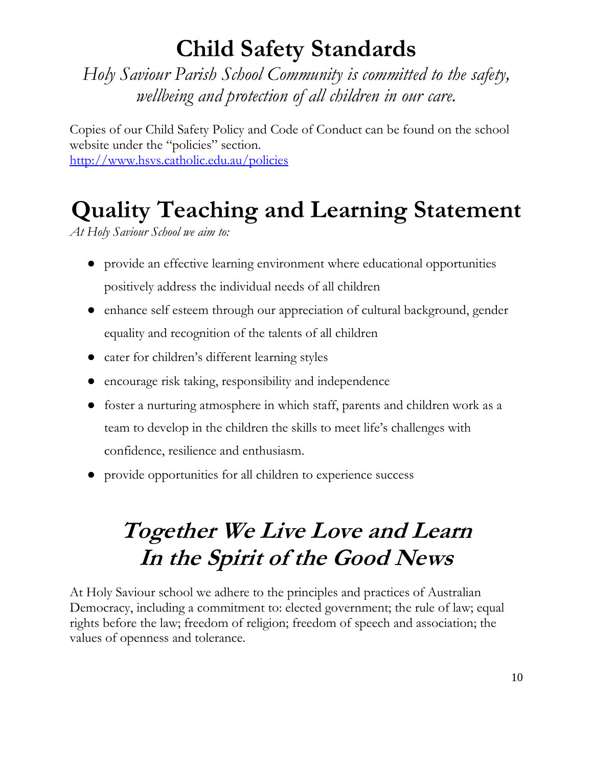# Child Safety Standards

*Holy Saviour Parish School Community is committed to the safety, wellbeing and protection of all children in our care.*

Copies of our Child Safety Policy and Code of Conduct can be found on the school website under the "policies" section.
http://www.hsvs.catholic.edu.au/policies

# Quality Teaching and Learning Statement

*At Holy Saviour School we aim to:*

- provide an effective learning environment where educational opportunities positively address the individual needs of all children
- enhance self esteem through our appreciation of cultural background, gender equality and recognition of the talents of all children
- cater for children's different learning styles
- encourage risk taking, responsibility and independence
- foster a nurturing atmosphere in which staff, parents and children work as a team to develop in the children the skills to meet life's challenges with confidence, resilience and enthusiasm.
- provide opportunities for all children to experience success

# *Together We Live Love and Learn In the Spirit of the Good News*

At Holy Saviour school we adhere to the principles and practices of Australian Democracy, including a commitment to: elected government; the rule of law; equal rights before the law; freedom of religion; freedom of speech and association; the values of openness and tolerance.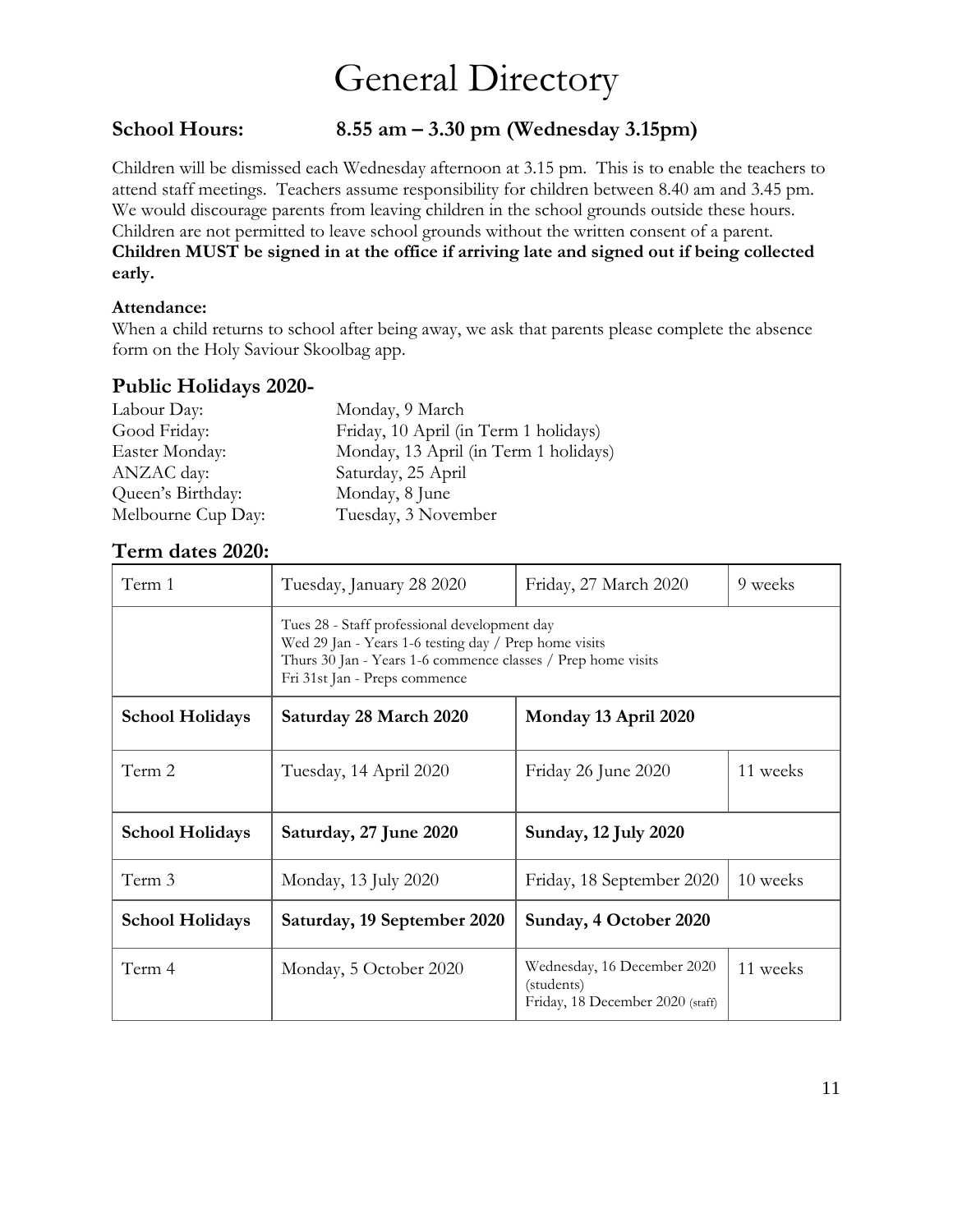# General Directory

### School Hours: 8.55 am – 3.30 pm (Wednesday 3.15pm)

Children will be dismissed each Wednesday afternoon at 3.15 pm. This is to enable the teachers to attend staff meetings. Teachers assume responsibility for children between 8.40 am and 3.45 pm. We would discourage parents from leaving children in the school grounds outside these hours. Children are not permitted to leave school grounds without the written consent of a parent. **Children MUST be signed in at the office if arriving late and signed out if being collected early.**

**Attendance:**
When a child returns to school after being away, we ask that parents please complete the absence form on the Holy Saviour Skoolbag app.

### Public Holidays 2020-

| | |
|---|---|
| Labour Day: | Monday, 9 March |
| Good Friday: | Friday, 10 April (in Term 1 holidays) |
| Easter Monday: | Monday, 13 April (in Term 1 holidays) |
| ANZAC day: | Saturday, 25 April |
| Queen's Birthday: | Monday, 8 June |
| Melbourne Cup Day: | Tuesday, 3 November |

### Term dates 2020:

| | | | |
|---|---|---|---|
| Term 1 | Tuesday, January 28 2020 | Friday, 27 March 2020 | 9 weeks |
| | Tues 28 - Staff professional development day<br>Wed 29 Jan - Years 1-6 testing day / Prep home visits<br>Thurs 30 Jan - Years 1-6 commence classes / Prep home visits<br>Fri 31st Jan - Preps commence | | |
| **School Holidays** | **Saturday 28 March 2020** | **Monday 13 April 2020** | |
| Term 2 | Tuesday, 14 April 2020 | Friday 26 June 2020 | 11 weeks |
| **School Holidays** | **Saturday, 27 June 2020** | **Sunday, 12 July 2020** | |
| Term 3 | Monday, 13 July 2020 | Friday, 18 September 2020 | 10 weeks |
| **School Holidays** | **Saturday, 19 September 2020** | **Sunday, 4 October 2020** | |
| Term 4 | Monday, 5 October 2020 | Wednesday, 16 December 2020 (students)<br>Friday, 18 December 2020 (staff) | 11 weeks |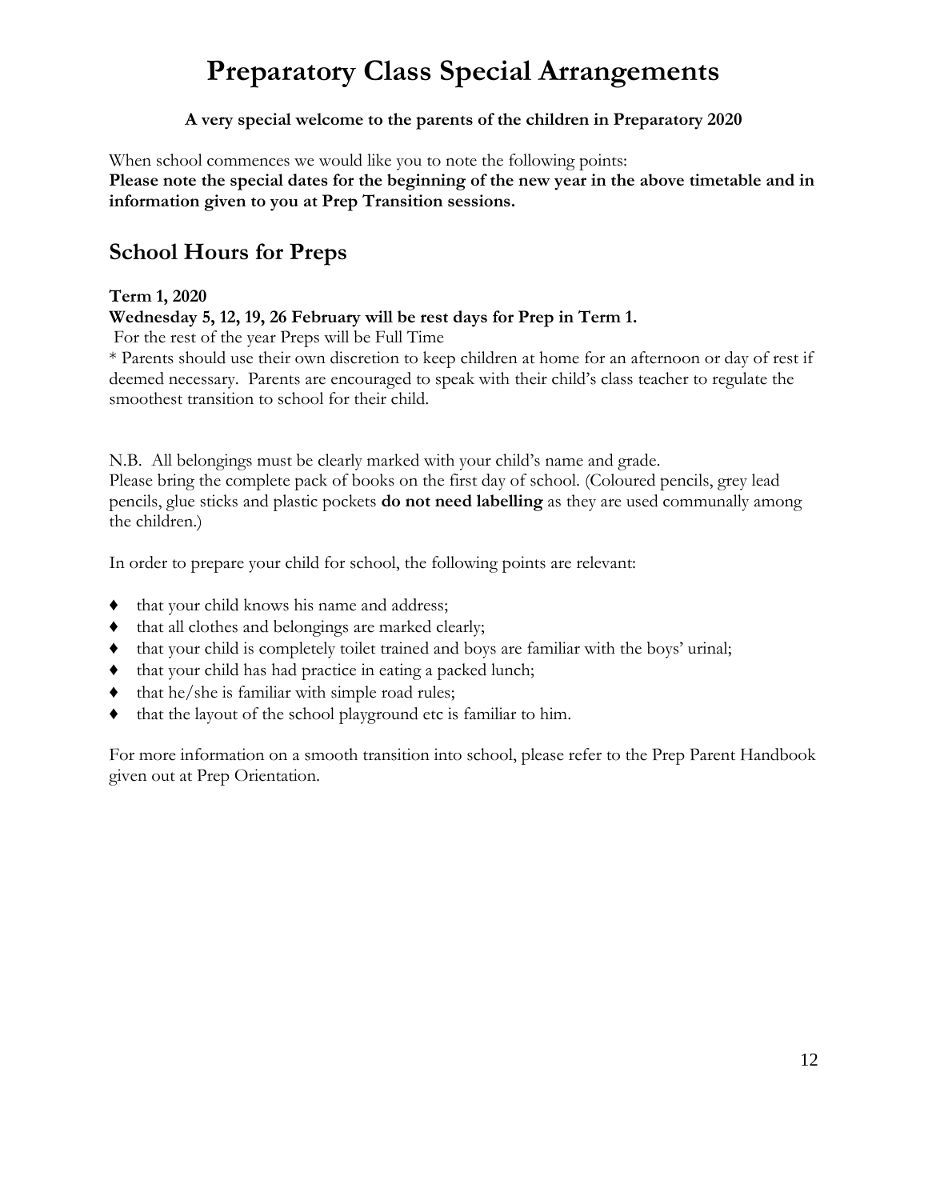# Preparatory Class Special Arrangements

**A very special welcome to the parents of the children in Preparatory 2020**

When school commences we would like you to note the following points:
**Please note the special dates for the beginning of the new year in the above timetable and in information given to you at Prep Transition sessions.**

## School Hours for Preps

**Term 1, 2020**
**Wednesday 5, 12, 19, 26 February will be rest days for Prep in Term 1.**
For the rest of the year Preps will be Full Time
* Parents should use their own discretion to keep children at home for an afternoon or day of rest if deemed necessary. Parents are encouraged to speak with their child's class teacher to regulate the smoothest transition to school for their child.

N.B. All belongings must be clearly marked with your child's name and grade.
Please bring the complete pack of books on the first day of school. (Coloured pencils, grey lead pencils, glue sticks and plastic pockets **do not need labelling** as they are used communally among the children.)

In order to prepare your child for school, the following points are relevant:

- that your child knows his name and address;
- that all clothes and belongings are marked clearly;
- that your child is completely toilet trained and boys are familiar with the boys' urinal;
- that your child has had practice in eating a packed lunch;
- that he/she is familiar with simple road rules;
- that the layout of the school playground etc is familiar to him.

For more information on a smooth transition into school, please refer to the Prep Parent Handbook given out at Prep Orientation.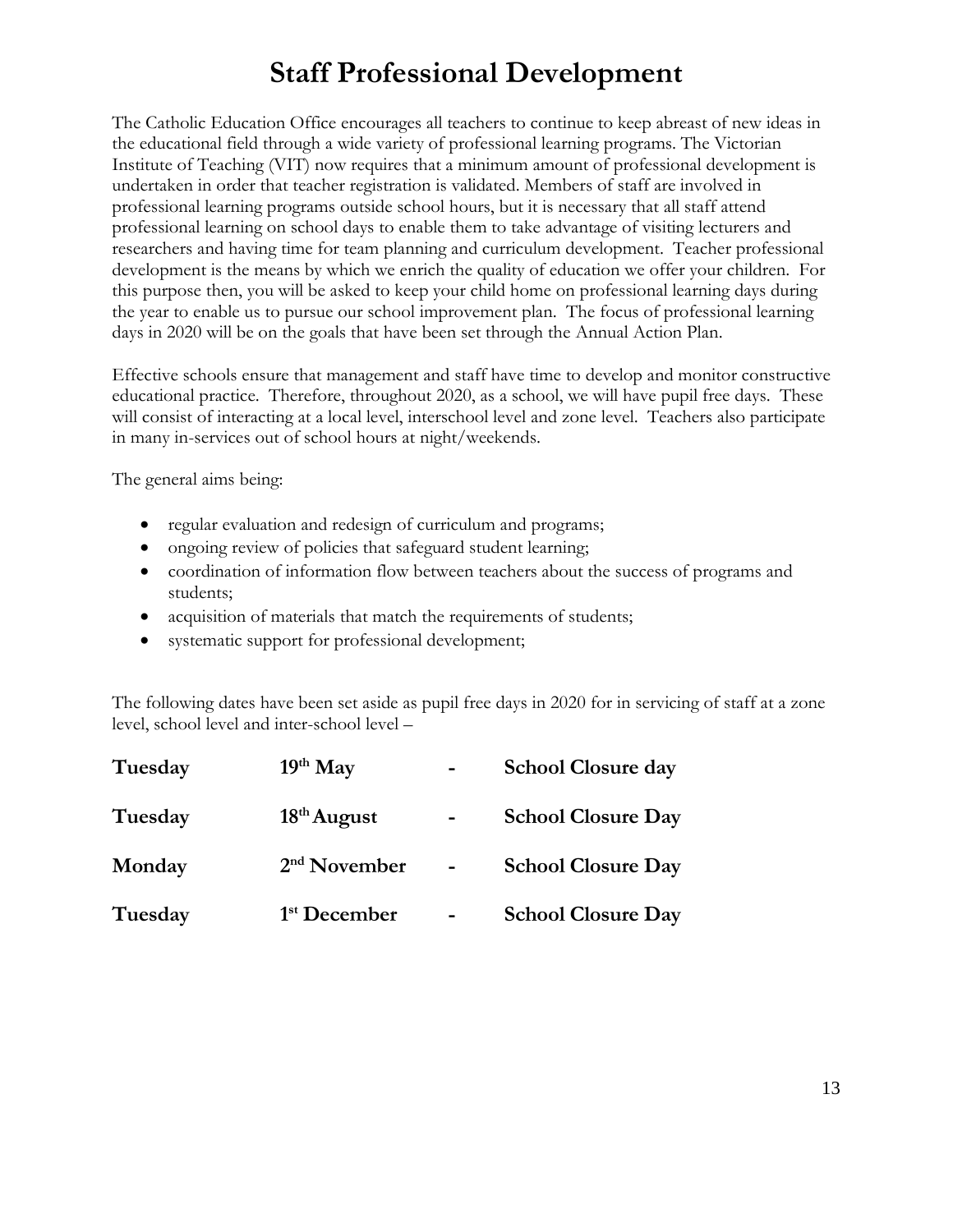# Staff Professional Development

The Catholic Education Office encourages all teachers to continue to keep abreast of new ideas in the educational field through a wide variety of professional learning programs. The Victorian Institute of Teaching (VIT) now requires that a minimum amount of professional development is undertaken in order that teacher registration is validated. Members of staff are involved in professional learning programs outside school hours, but it is necessary that all staff attend professional learning on school days to enable them to take advantage of visiting lecturers and researchers and having time for team planning and curriculum development. Teacher professional development is the means by which we enrich the quality of education we offer your children. For this purpose then, you will be asked to keep your child home on professional learning days during the year to enable us to pursue our school improvement plan. The focus of professional learning days in 2020 will be on the goals that have been set through the Annual Action Plan.

Effective schools ensure that management and staff have time to develop and monitor constructive educational practice. Therefore, throughout 2020, as a school, we will have pupil free days. These will consist of interacting at a local level, interschool level and zone level. Teachers also participate in many in-services out of school hours at night/weekends.

The general aims being:

- regular evaluation and redesign of curriculum and programs;
- ongoing review of policies that safeguard student learning;
- coordination of information flow between teachers about the success of programs and students;
- acquisition of materials that match the requirements of students;
- systematic support for professional development;

The following dates have been set aside as pupil free days in 2020 for in servicing of staff at a zone level, school level and inter-school level –

| | | | |
|---|---|---|---|
| **Tuesday** | **19th May** | **-** | **School Closure day** |
| **Tuesday** | **18th August** | **-** | **School Closure Day** |
| **Monday** | **2nd November** | **-** | **School Closure Day** |
| **Tuesday** | **1st December** | **-** | **School Closure Day** |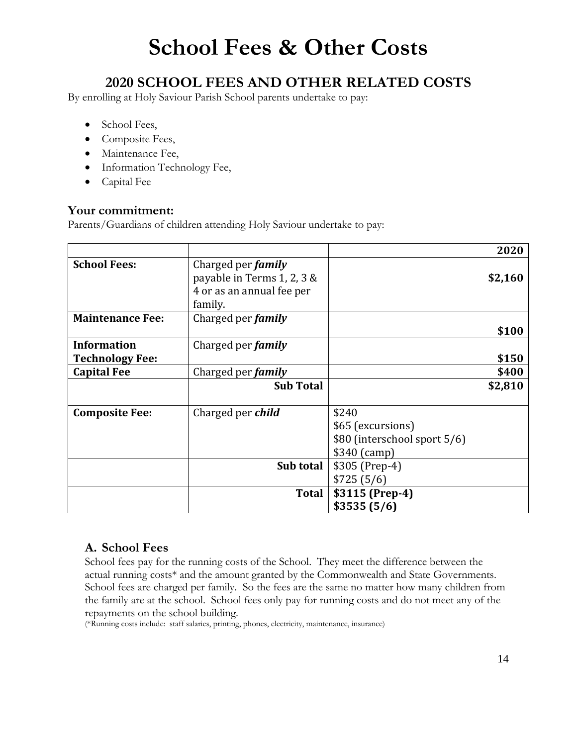# School Fees & Other Costs

## 2020 SCHOOL FEES AND OTHER RELATED COSTS

By enrolling at Holy Saviour Parish School parents undertake to pay:

- School Fees,
- Composite Fees,
- Maintenance Fee,
- Information Technology Fee,
- Capital Fee

### Your commitment:

Parents/Guardians of children attending Holy Saviour undertake to pay:

| | | 2020 |
|---|---|---|
| **School Fees:** | Charged per ***family*** payable in Terms 1, 2, 3 & 4 or as an annual fee per family. | **$2,160** |
| **Maintenance Fee:** | Charged per ***family*** | **$100** |
| **Information Technology Fee:** | Charged per ***family*** | **$150** |
| **Capital Fee** | Charged per ***family*** | **$400** |
| | **Sub Total** | **$2,810** |
| **Composite Fee:** | Charged per ***child*** | $240<br>$65 (excursions)<br>$80 (interschool sport 5/6)<br>$340 (camp) |
| | **Sub total** | $305 (Prep-4)<br>$725 (5/6) |
| | **Total** | **$3115 (Prep-4)**<br>**$3535 (5/6)** |

### A. School Fees

School fees pay for the running costs of the School. They meet the difference between the actual running costs* and the amount granted by the Commonwealth and State Governments. School fees are charged per family. So the fees are the same no matter how many children from the family are at the school. School fees only pay for running costs and do not meet any of the repayments on the school building.

(*Running costs include: staff salaries, printing, phones, electricity, maintenance, insurance)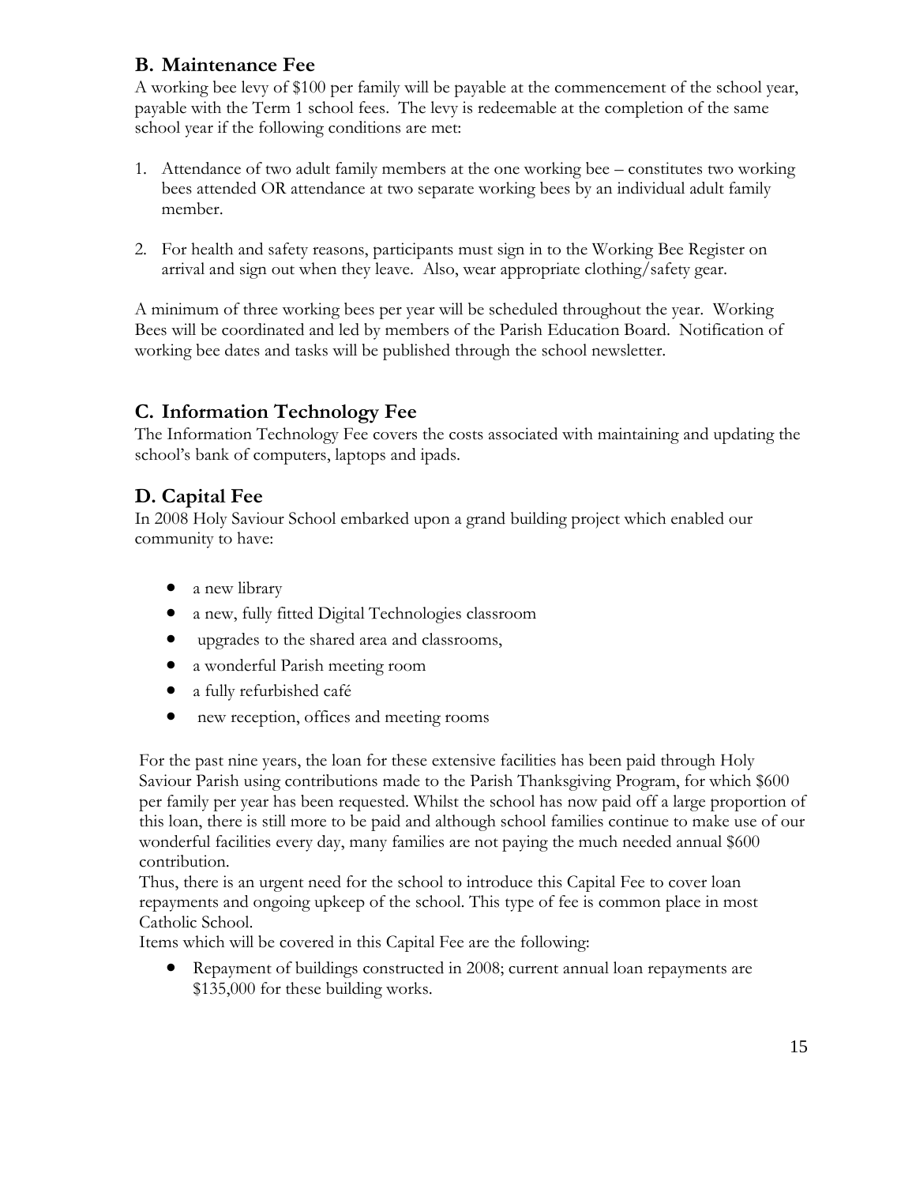## B. Maintenance Fee

A working bee levy of $100 per family will be payable at the commencement of the school year, payable with the Term 1 school fees. The levy is redeemable at the completion of the same school year if the following conditions are met:

1. Attendance of two adult family members at the one working bee – constitutes two working bees attended OR attendance at two separate working bees by an individual adult family member.

2. For health and safety reasons, participants must sign in to the Working Bee Register on arrival and sign out when they leave. Also, wear appropriate clothing/safety gear.

A minimum of three working bees per year will be scheduled throughout the year. Working Bees will be coordinated and led by members of the Parish Education Board. Notification of working bee dates and tasks will be published through the school newsletter.

## C. Information Technology Fee

The Information Technology Fee covers the costs associated with maintaining and updating the school's bank of computers, laptops and ipads.

## D. Capital Fee

In 2008 Holy Saviour School embarked upon a grand building project which enabled our community to have:

- a new library
- a new, fully fitted Digital Technologies classroom
- upgrades to the shared area and classrooms,
- a wonderful Parish meeting room
- a fully refurbished café
- new reception, offices and meeting rooms

For the past nine years, the loan for these extensive facilities has been paid through Holy Saviour Parish using contributions made to the Parish Thanksgiving Program, for which $600 per family per year has been requested. Whilst the school has now paid off a large proportion of this loan, there is still more to be paid and although school families continue to make use of our wonderful facilities every day, many families are not paying the much needed annual $600 contribution.

Thus, there is an urgent need for the school to introduce this Capital Fee to cover loan repayments and ongoing upkeep of the school. This type of fee is common place in most Catholic School.

Items which will be covered in this Capital Fee are the following:

- Repayment of buildings constructed in 2008; current annual loan repayments are $135,000 for these building works.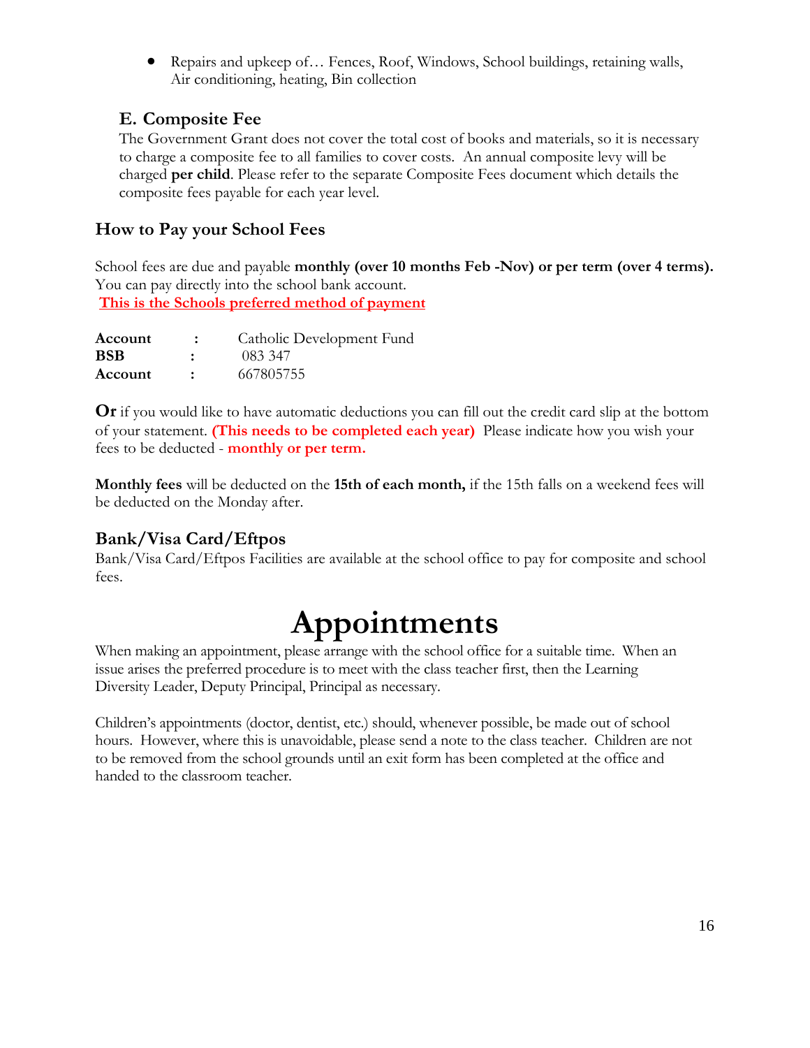- Repairs and upkeep of… Fences, Roof, Windows, School buildings, retaining walls, Air conditioning, heating, Bin collection

### E. Composite Fee

The Government Grant does not cover the total cost of books and materials, so it is necessary to charge a composite fee to all families to cover costs. An annual composite levy will be charged **per child**. Please refer to the separate Composite Fees document which details the composite fees payable for each year level.

### How to Pay your School Fees

School fees are due and payable **monthly (over 10 months Feb -Nov) or per term (over 4 terms).** You can pay directly into the school bank account.
**This is the Schools preferred method of payment**

| | | |
|---|---|---|
| **Account** | **:** | Catholic Development Fund |
| **BSB** | **:** | 083 347 |
| **Account** | **:** | 667805755 |

**Or** if you would like to have automatic deductions you can fill out the credit card slip at the bottom of your statement. **(This needs to be completed each year)** Please indicate how you wish your fees to be deducted - **monthly or per term.**

**Monthly fees** will be deducted on the **15th of each month,** if the 15th falls on a weekend fees will be deducted on the Monday after.

### Bank/Visa Card/Eftpos

Bank/Visa Card/Eftpos Facilities are available at the school office to pay for composite and school fees.

# Appointments

When making an appointment, please arrange with the school office for a suitable time. When an issue arises the preferred procedure is to meet with the class teacher first, then the Learning Diversity Leader, Deputy Principal, Principal as necessary.

Children's appointments (doctor, dentist, etc.) should, whenever possible, be made out of school hours. However, where this is unavoidable, please send a note to the class teacher. Children are not to be removed from the school grounds until an exit form has been completed at the office and handed to the classroom teacher.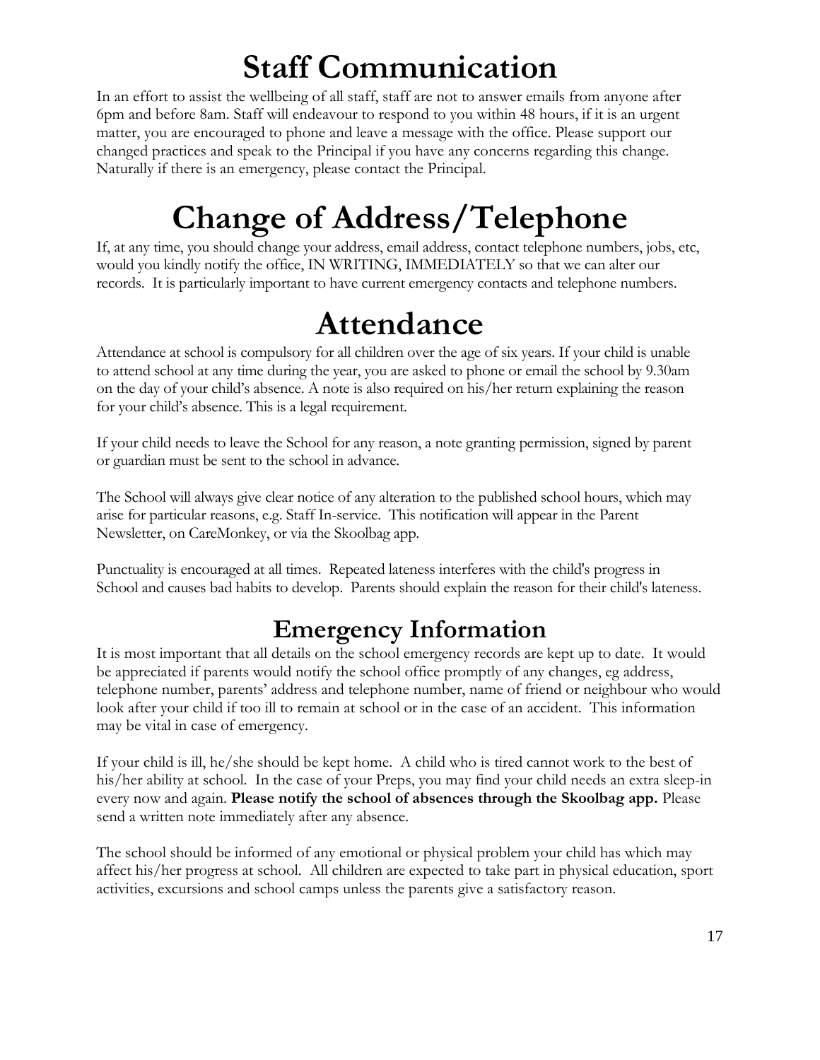# Staff Communication

In an effort to assist the wellbeing of all staff, staff are not to answer emails from anyone after 6pm and before 8am. Staff will endeavour to respond to you within 48 hours, if it is an urgent matter, you are encouraged to phone and leave a message with the office. Please support our changed practices and speak to the Principal if you have any concerns regarding this change. Naturally if there is an emergency, please contact the Principal.

# Change of Address/Telephone

If, at any time, you should change your address, email address, contact telephone numbers, jobs, etc, would you kindly notify the office, IN WRITING, IMMEDIATELY so that we can alter our records. It is particularly important to have current emergency contacts and telephone numbers.

# Attendance

Attendance at school is compulsory for all children over the age of six years. If your child is unable to attend school at any time during the year, you are asked to phone or email the school by 9.30am on the day of your child's absence. A note is also required on his/her return explaining the reason for your child's absence. This is a legal requirement.

If your child needs to leave the School for any reason, a note granting permission, signed by parent or guardian must be sent to the school in advance.

The School will always give clear notice of any alteration to the published school hours, which may arise for particular reasons, e.g. Staff In-service. This notification will appear in the Parent Newsletter, on CareMonkey, or via the Skoolbag app.

Punctuality is encouraged at all times. Repeated lateness interferes with the child's progress in School and causes bad habits to develop. Parents should explain the reason for their child's lateness.

## Emergency Information

It is most important that all details on the school emergency records are kept up to date. It would be appreciated if parents would notify the school office promptly of any changes, eg address, telephone number, parents' address and telephone number, name of friend or neighbour who would look after your child if too ill to remain at school or in the case of an accident. This information may be vital in case of emergency.

If your child is ill, he/she should be kept home. A child who is tired cannot work to the best of his/her ability at school. In the case of your Preps, you may find your child needs an extra sleep-in every now and again. **Please notify the school of absences through the Skoolbag app.** Please send a written note immediately after any absence.

The school should be informed of any emotional or physical problem your child has which may affect his/her progress at school. All children are expected to take part in physical education, sport activities, excursions and school camps unless the parents give a satisfactory reason.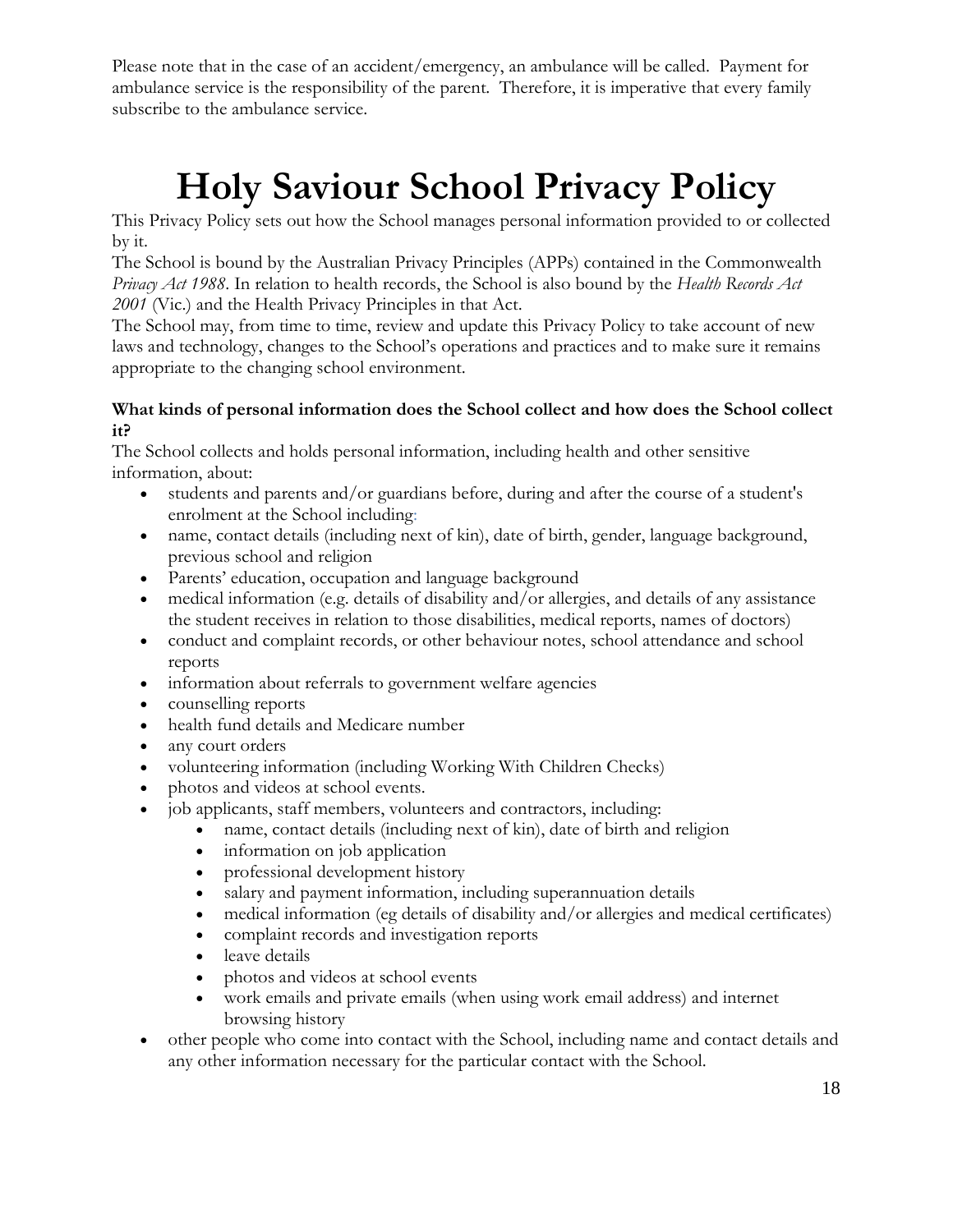Please note that in the case of an accident/emergency, an ambulance will be called. Payment for ambulance service is the responsibility of the parent. Therefore, it is imperative that every family subscribe to the ambulance service.

# Holy Saviour School Privacy Policy

This Privacy Policy sets out how the School manages personal information provided to or collected by it.

The School is bound by the Australian Privacy Principles (APPs) contained in the Commonwealth *Privacy Act 1988*. In relation to health records, the School is also bound by the *Health Records Act 2001* (Vic.) and the Health Privacy Principles in that Act.

The School may, from time to time, review and update this Privacy Policy to take account of new laws and technology, changes to the School's operations and practices and to make sure it remains appropriate to the changing school environment.

**What kinds of personal information does the School collect and how does the School collect it?**

The School collects and holds personal information, including health and other sensitive information, about:

- students and parents and/or guardians before, during and after the course of a student's enrolment at the School including:
- name, contact details (including next of kin), date of birth, gender, language background, previous school and religion
- Parents' education, occupation and language background
- medical information (e.g. details of disability and/or allergies, and details of any assistance the student receives in relation to those disabilities, medical reports, names of doctors)
- conduct and complaint records, or other behaviour notes, school attendance and school reports
- information about referrals to government welfare agencies
- counselling reports
- health fund details and Medicare number
- any court orders
- volunteering information (including Working With Children Checks)
- photos and videos at school events.
- job applicants, staff members, volunteers and contractors, including:
    - name, contact details (including next of kin), date of birth and religion
    - information on job application
    - professional development history
    - salary and payment information, including superannuation details
    - medical information (eg details of disability and/or allergies and medical certificates)
    - complaint records and investigation reports
    - leave details
    - photos and videos at school events
    - work emails and private emails (when using work email address) and internet browsing history
- other people who come into contact with the School, including name and contact details and any other information necessary for the particular contact with the School.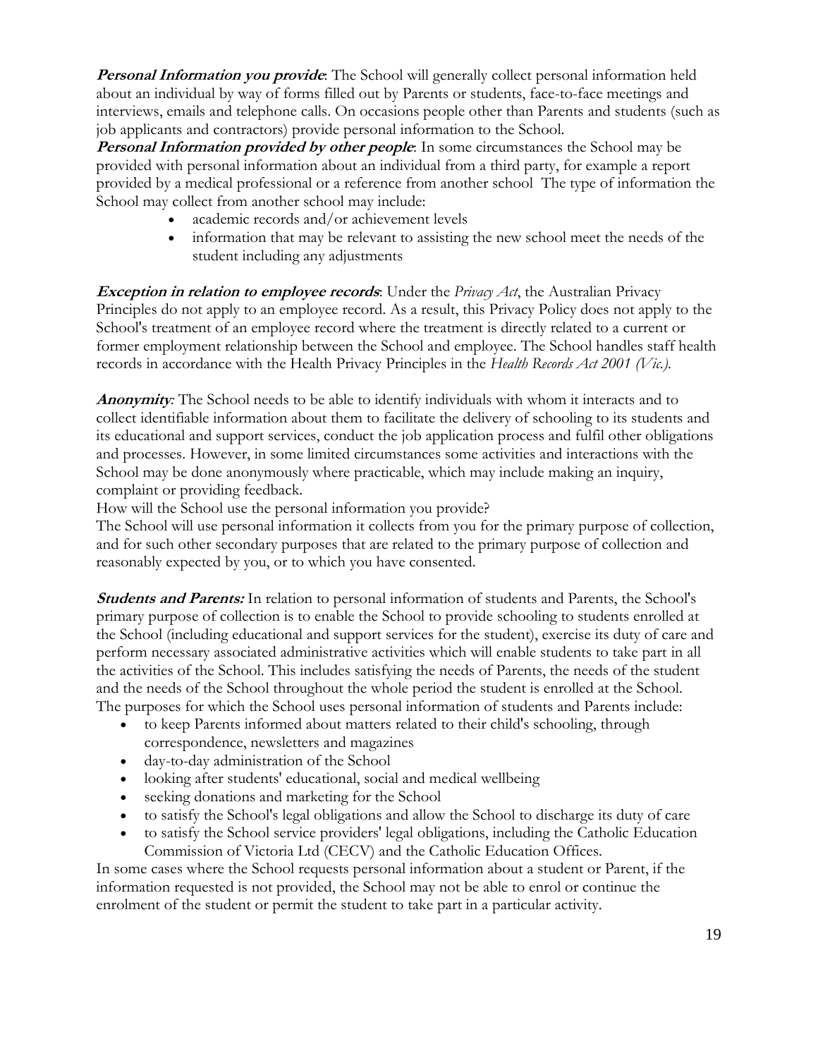***Personal Information you provide***: The School will generally collect personal information held about an individual by way of forms filled out by Parents or students, face-to-face meetings and interviews, emails and telephone calls. On occasions people other than Parents and students (such as job applicants and contractors) provide personal information to the School.
***Personal Information provided by other people***: In some circumstances the School may be provided with personal information about an individual from a third party, for example a report provided by a medical professional or a reference from another school The type of information the School may collect from another school may include:

- academic records and/or achievement levels
- information that may be relevant to assisting the new school meet the needs of the student including any adjustments

***Exception in relation to employee records***: Under the *Privacy Act*, the Australian Privacy Principles do not apply to an employee record. As a result, this Privacy Policy does not apply to the School's treatment of an employee record where the treatment is directly related to a current or former employment relationship between the School and employee. The School handles staff health records in accordance with the Health Privacy Principles in the *Health Records Act 2001 (Vic.)*.

***Anonymity***: The School needs to be able to identify individuals with whom it interacts and to collect identifiable information about them to facilitate the delivery of schooling to its students and its educational and support services, conduct the job application process and fulfil other obligations and processes. However, in some limited circumstances some activities and interactions with the School may be done anonymously where practicable, which may include making an inquiry, complaint or providing feedback.
How will the School use the personal information you provide?
The School will use personal information it collects from you for the primary purpose of collection, and for such other secondary purposes that are related to the primary purpose of collection and reasonably expected by you, or to which you have consented.

***Students and Parents:*** In relation to personal information of students and Parents, the School's primary purpose of collection is to enable the School to provide schooling to students enrolled at the School (including educational and support services for the student), exercise its duty of care and perform necessary associated administrative activities which will enable students to take part in all the activities of the School. This includes satisfying the needs of Parents, the needs of the student and the needs of the School throughout the whole period the student is enrolled at the School.
The purposes for which the School uses personal information of students and Parents include:

- to keep Parents informed about matters related to their child's schooling, through correspondence, newsletters and magazines
- day-to-day administration of the School
- looking after students' educational, social and medical wellbeing
- seeking donations and marketing for the School
- to satisfy the School's legal obligations and allow the School to discharge its duty of care
- to satisfy the School service providers' legal obligations, including the Catholic Education Commission of Victoria Ltd (CECV) and the Catholic Education Offices.

In some cases where the School requests personal information about a student or Parent, if the information requested is not provided, the School may not be able to enrol or continue the enrolment of the student or permit the student to take part in a particular activity.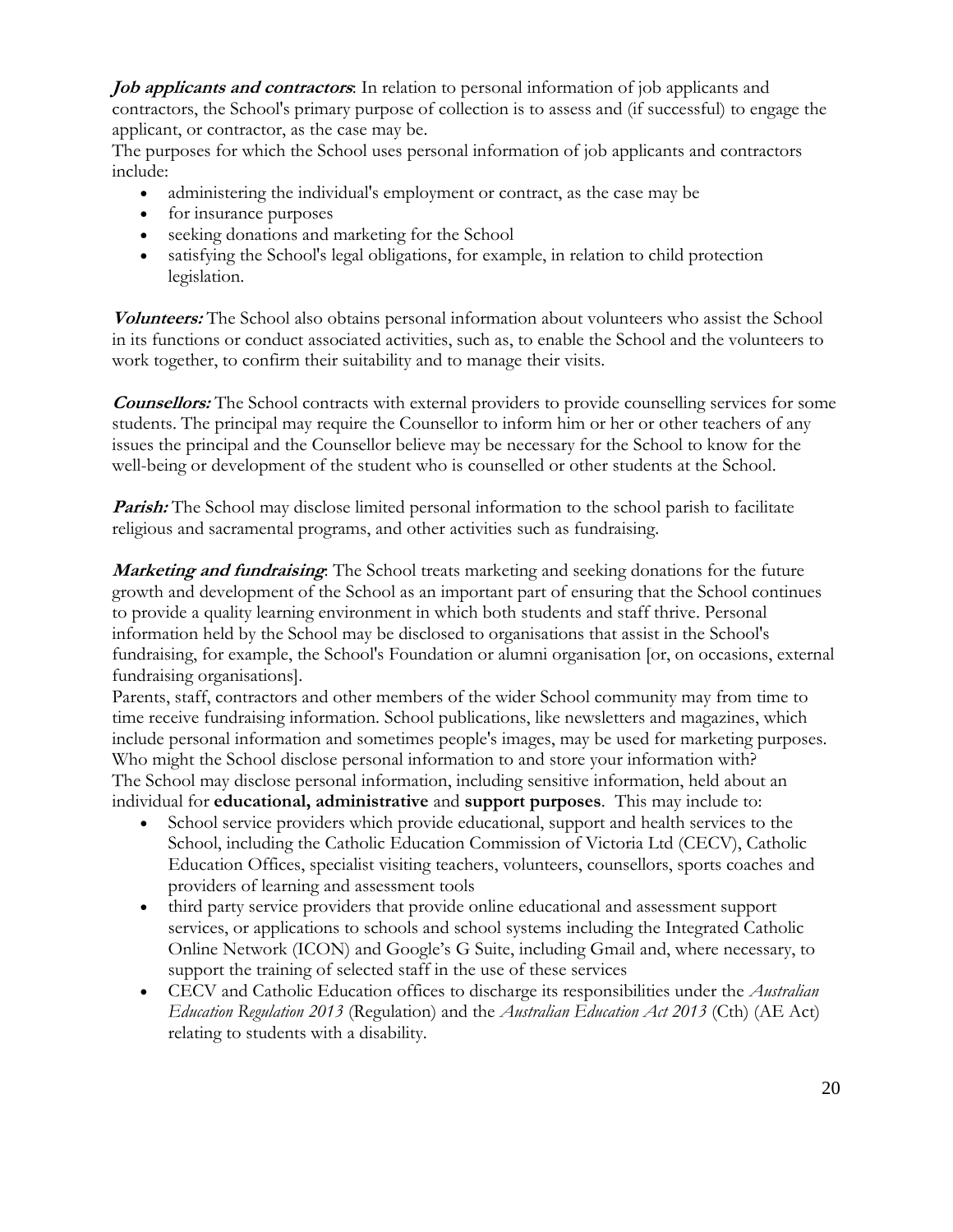***Job applicants and contractors***: In relation to personal information of job applicants and contractors, the School's primary purpose of collection is to assess and (if successful) to engage the applicant, or contractor, as the case may be.

The purposes for which the School uses personal information of job applicants and contractors include:

- administering the individual's employment or contract, as the case may be
- for insurance purposes
- seeking donations and marketing for the School
- satisfying the School's legal obligations, for example, in relation to child protection legislation.

***Volunteers:*** The School also obtains personal information about volunteers who assist the School in its functions or conduct associated activities, such as, to enable the School and the volunteers to work together, to confirm their suitability and to manage their visits.

***Counsellors:*** The School contracts with external providers to provide counselling services for some students. The principal may require the Counsellor to inform him or her or other teachers of any issues the principal and the Counsellor believe may be necessary for the School to know for the well-being or development of the student who is counselled or other students at the School.

***Parish:*** The School may disclose limited personal information to the school parish to facilitate religious and sacramental programs, and other activities such as fundraising.

***Marketing and fundraising***: The School treats marketing and seeking donations for the future growth and development of the School as an important part of ensuring that the School continues to provide a quality learning environment in which both students and staff thrive. Personal information held by the School may be disclosed to organisations that assist in the School's fundraising, for example, the School's Foundation or alumni organisation [or, on occasions, external fundraising organisations].

Parents, staff, contractors and other members of the wider School community may from time to time receive fundraising information. School publications, like newsletters and magazines, which include personal information and sometimes people's images, may be used for marketing purposes.

Who might the School disclose personal information to and store your information with?

The School may disclose personal information, including sensitive information, held about an individual for **educational, administrative** and **support purposes**. This may include to:

- School service providers which provide educational, support and health services to the School, including the Catholic Education Commission of Victoria Ltd (CECV), Catholic Education Offices, specialist visiting teachers, volunteers, counsellors, sports coaches and providers of learning and assessment tools
- third party service providers that provide online educational and assessment support services, or applications to schools and school systems including the Integrated Catholic Online Network (ICON) and Google's G Suite, including Gmail and, where necessary, to support the training of selected staff in the use of these services
- CECV and Catholic Education offices to discharge its responsibilities under the *Australian Education Regulation 2013* (Regulation) and the *Australian Education Act 2013* (Cth) (AE Act) relating to students with a disability.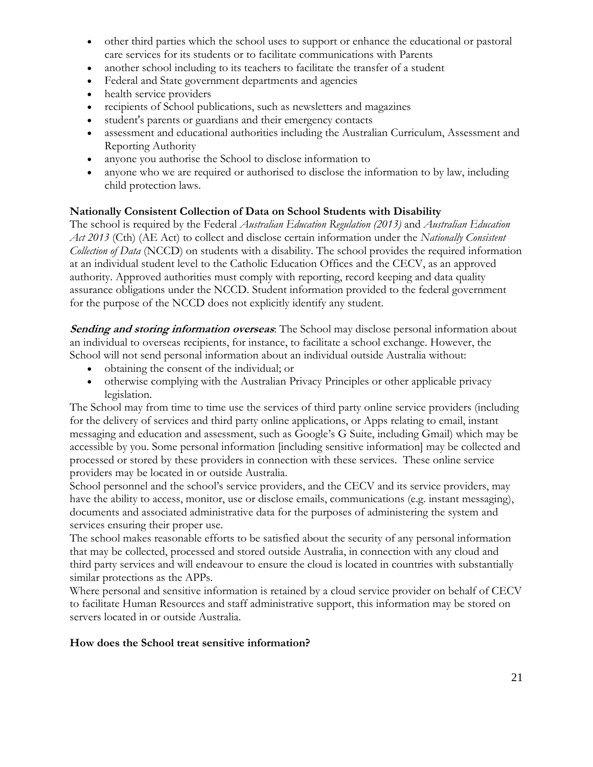- other third parties which the school uses to support or enhance the educational or pastoral care services for its students or to facilitate communications with Parents
- another school including to its teachers to facilitate the transfer of a student
- Federal and State government departments and agencies
- health service providers
- recipients of School publications, such as newsletters and magazines
- student's parents or guardians and their emergency contacts
- assessment and educational authorities including the Australian Curriculum, Assessment and Reporting Authority
- anyone you authorise the School to disclose information to
- anyone who we are required or authorised to disclose the information to by law, including child protection laws.

**Nationally Consistent Collection of Data on School Students with Disability**

The school is required by the Federal *Australian Education Regulation (2013)* and *Australian Education Act 2013* (Cth) (AE Act) to collect and disclose certain information under the *Nationally Consistent Collection of Data* (NCCD) on students with a disability. The school provides the required information at an individual student level to the Catholic Education Offices and the CECV, as an approved authority. Approved authorities must comply with reporting, record keeping and data quality assurance obligations under the NCCD. Student information provided to the federal government for the purpose of the NCCD does not explicitly identify any student.

***Sending and storing information overseas***: The School may disclose personal information about an individual to overseas recipients, for instance, to facilitate a school exchange. However, the School will not send personal information about an individual outside Australia without:

- obtaining the consent of the individual; or
- otherwise complying with the Australian Privacy Principles or other applicable privacy legislation.

The School may from time to time use the services of third party online service providers (including for the delivery of services and third party online applications, or Apps relating to email, instant messaging and education and assessment, such as Google's G Suite, including Gmail) which may be accessible by you. Some personal information [including sensitive information] may be collected and processed or stored by these providers in connection with these services. These online service providers may be located in or outside Australia.

School personnel and the school's service providers, and the CECV and its service providers, may have the ability to access, monitor, use or disclose emails, communications (e.g. instant messaging), documents and associated administrative data for the purposes of administering the system and services ensuring their proper use.

The school makes reasonable efforts to be satisfied about the security of any personal information that may be collected, processed and stored outside Australia, in connection with any cloud and third party services and will endeavour to ensure the cloud is located in countries with substantially similar protections as the APPs.

Where personal and sensitive information is retained by a cloud service provider on behalf of CECV to facilitate Human Resources and staff administrative support, this information may be stored on servers located in or outside Australia.

**How does the School treat sensitive information?**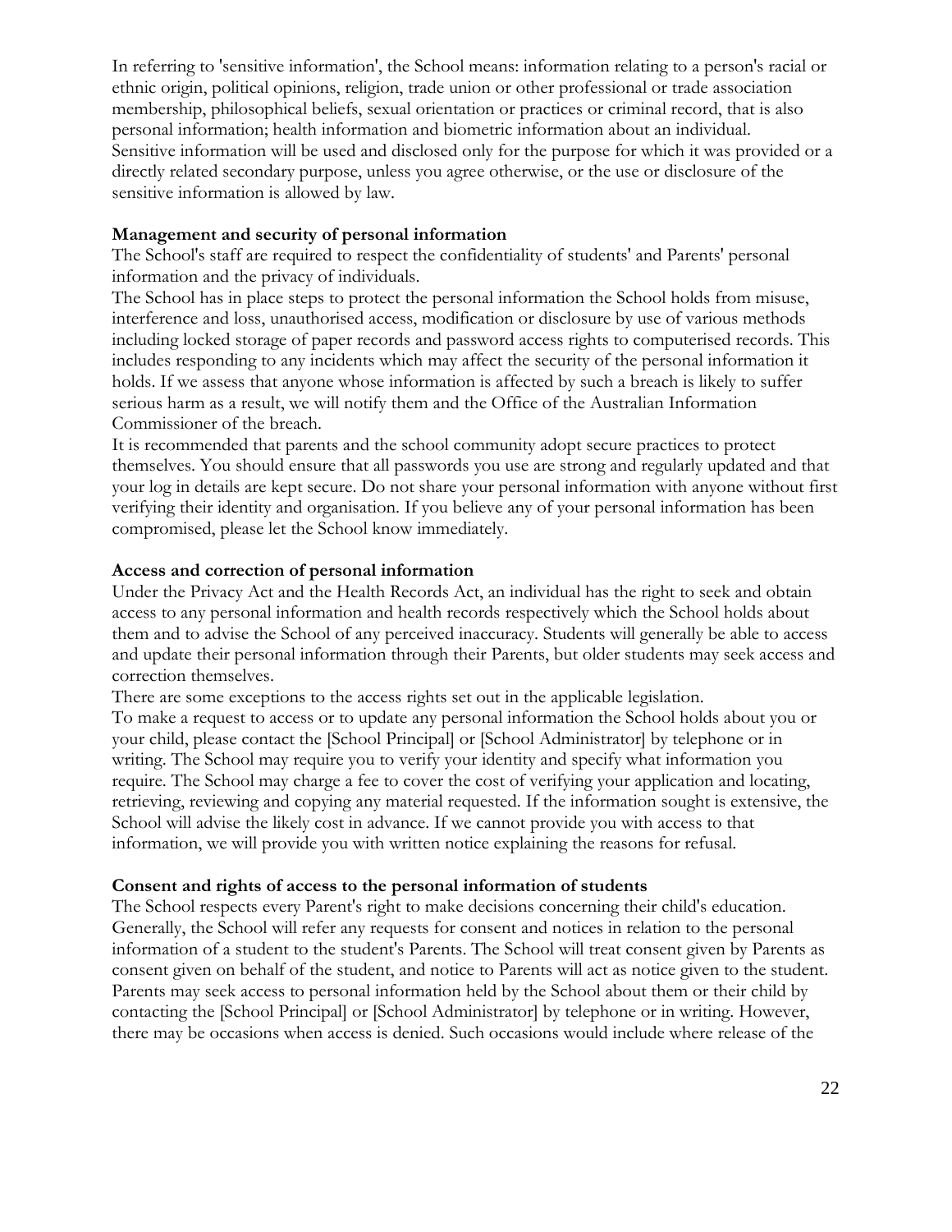In referring to 'sensitive information', the School means: information relating to a person's racial or ethnic origin, political opinions, religion, trade union or other professional or trade association membership, philosophical beliefs, sexual orientation or practices or criminal record, that is also personal information; health information and biometric information about an individual.
Sensitive information will be used and disclosed only for the purpose for which it was provided or a directly related secondary purpose, unless you agree otherwise, or the use or disclosure of the sensitive information is allowed by law.

**Management and security of personal information**

The School's staff are required to respect the confidentiality of students' and Parents' personal information and the privacy of individuals.

The School has in place steps to protect the personal information the School holds from misuse, interference and loss, unauthorised access, modification or disclosure by use of various methods including locked storage of paper records and password access rights to computerised records. This includes responding to any incidents which may affect the security of the personal information it holds. If we assess that anyone whose information is affected by such a breach is likely to suffer serious harm as a result, we will notify them and the Office of the Australian Information Commissioner of the breach.

It is recommended that parents and the school community adopt secure practices to protect themselves. You should ensure that all passwords you use are strong and regularly updated and that your log in details are kept secure. Do not share your personal information with anyone without first verifying their identity and organisation. If you believe any of your personal information has been compromised, please let the School know immediately.

**Access and correction of personal information**

Under the Privacy Act and the Health Records Act, an individual has the right to seek and obtain access to any personal information and health records respectively which the School holds about them and to advise the School of any perceived inaccuracy. Students will generally be able to access and update their personal information through their Parents, but older students may seek access and correction themselves.

There are some exceptions to the access rights set out in the applicable legislation.

To make a request to access or to update any personal information the School holds about you or your child, please contact the [School Principal] or [School Administrator] by telephone or in writing. The School may require you to verify your identity and specify what information you require. The School may charge a fee to cover the cost of verifying your application and locating, retrieving, reviewing and copying any material requested. If the information sought is extensive, the School will advise the likely cost in advance. If we cannot provide you with access to that information, we will provide you with written notice explaining the reasons for refusal.

**Consent and rights of access to the personal information of students**

The School respects every Parent's right to make decisions concerning their child's education. Generally, the School will refer any requests for consent and notices in relation to the personal information of a student to the student's Parents. The School will treat consent given by Parents as consent given on behalf of the student, and notice to Parents will act as notice given to the student. Parents may seek access to personal information held by the School about them or their child by contacting the [School Principal] or [School Administrator] by telephone or in writing. However, there may be occasions when access is denied. Such occasions would include where release of the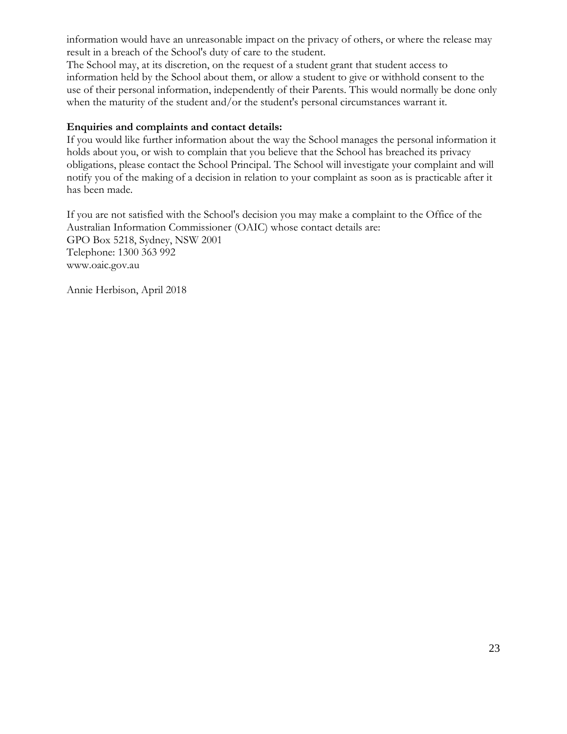information would have an unreasonable impact on the privacy of others, or where the release may result in a breach of the School's duty of care to the student.

The School may, at its discretion, on the request of a student grant that student access to information held by the School about them, or allow a student to give or withhold consent to the use of their personal information, independently of their Parents. This would normally be done only when the maturity of the student and/or the student's personal circumstances warrant it.

**Enquiries and complaints and contact details:**

If you would like further information about the way the School manages the personal information it holds about you, or wish to complain that you believe that the School has breached its privacy obligations, please contact the School Principal. The School will investigate your complaint and will notify you of the making of a decision in relation to your complaint as soon as is practicable after it has been made.

If you are not satisfied with the School's decision you may make a complaint to the Office of the Australian Information Commissioner (OAIC) whose contact details are:
GPO Box 5218, Sydney, NSW 2001
Telephone: 1300 363 992
www.oaic.gov.au

Annie Herbison, April 2018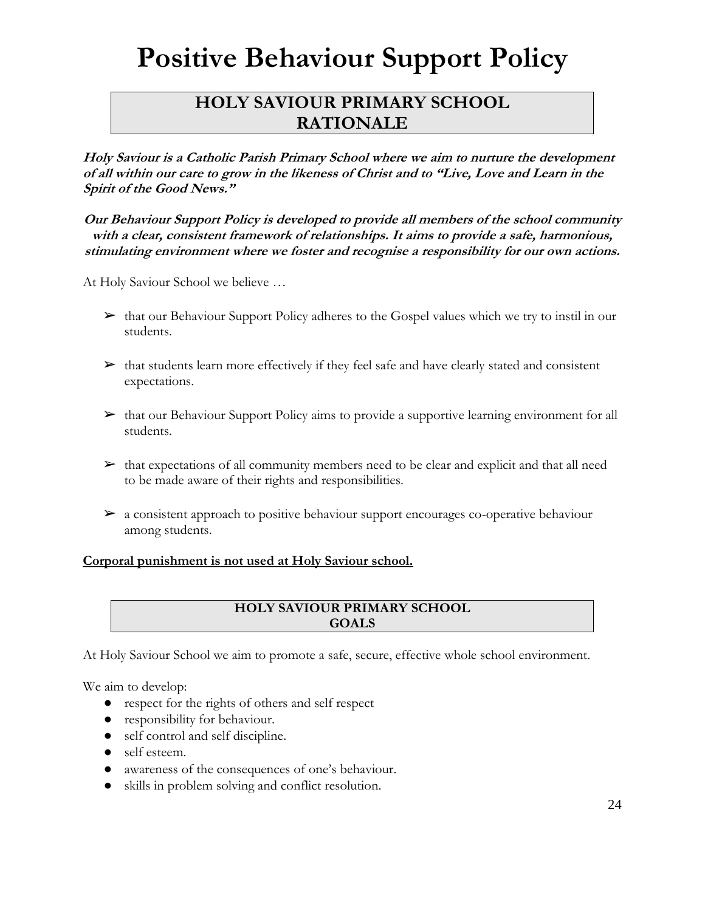# Positive Behaviour Support Policy

## HOLY SAVIOUR PRIMARY SCHOOL RATIONALE

***Holy Saviour is a Catholic Parish Primary School where we aim to nurture the development of all within our care to grow in the likeness of Christ and to "Live, Love and Learn in the Spirit of the Good News."***

***Our Behaviour Support Policy is developed to provide all members of the school community with a clear, consistent framework of relationships. It aims to provide a safe, harmonious, stimulating environment where we foster and recognise a responsibility for our own actions.***

At Holy Saviour School we believe …

- that our Behaviour Support Policy adheres to the Gospel values which we try to instil in our students.
- that students learn more effectively if they feel safe and have clearly stated and consistent expectations.
- that our Behaviour Support Policy aims to provide a supportive learning environment for all students.
- that expectations of all community members need to be clear and explicit and that all need to be made aware of their rights and responsibilities.
- a consistent approach to positive behaviour support encourages co-operative behaviour among students.

**Corporal punishment is not used at Holy Saviour school.**

### HOLY SAVIOUR PRIMARY SCHOOL GOALS

At Holy Saviour School we aim to promote a safe, secure, effective whole school environment.

We aim to develop:

- respect for the rights of others and self respect
- responsibility for behaviour.
- self control and self discipline.
- self esteem.
- awareness of the consequences of one's behaviour.
- skills in problem solving and conflict resolution.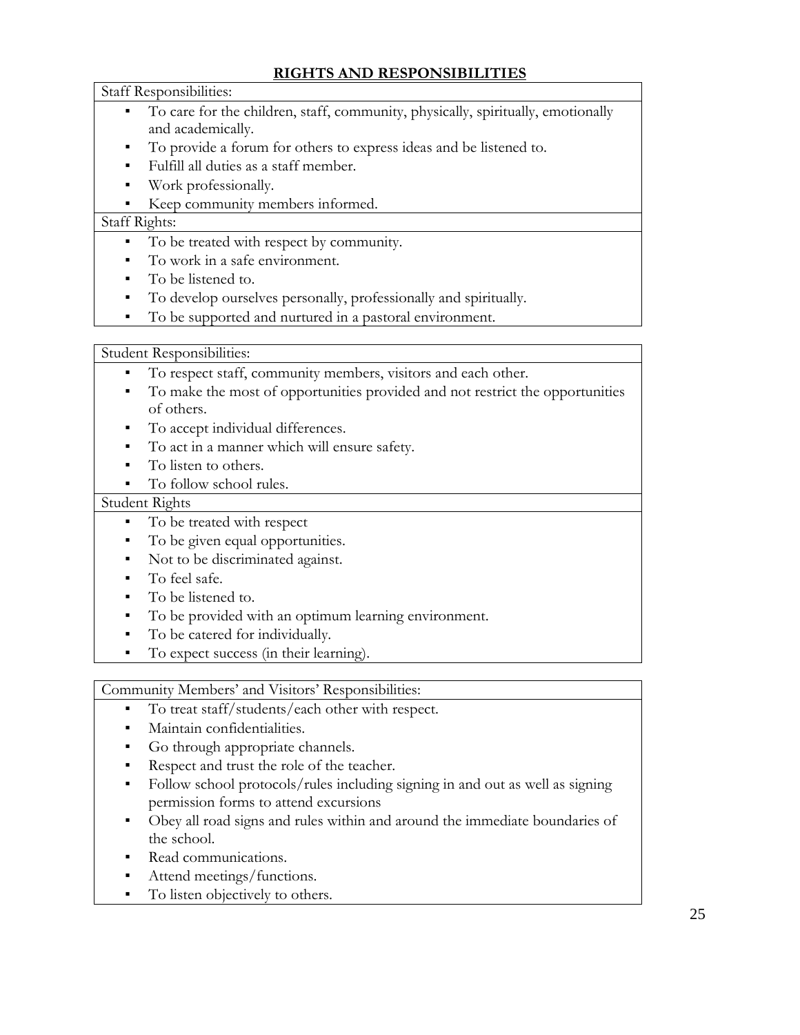## RIGHTS AND RESPONSIBILITIES

Staff Responsibilities:

- To care for the children, staff, community, physically, spiritually, emotionally and academically.
- To provide a forum for others to express ideas and be listened to.
- Fulfill all duties as a staff member.
- Work professionally.
- Keep community members informed.

Staff Rights:

- To be treated with respect by community.
- To work in a safe environment.
- To be listened to.
- To develop ourselves personally, professionally and spiritually.
- To be supported and nurtured in a pastoral environment.

Student Responsibilities:

- To respect staff, community members, visitors and each other.
- To make the most of opportunities provided and not restrict the opportunities of others.
- To accept individual differences.
- To act in a manner which will ensure safety.
- To listen to others.
- To follow school rules.

Student Rights

- To be treated with respect
- To be given equal opportunities.
- Not to be discriminated against.
- To feel safe.
- To be listened to.
- To be provided with an optimum learning environment.
- To be catered for individually.
- To expect success (in their learning).

Community Members' and Visitors' Responsibilities:

- To treat staff/students/each other with respect.
- Maintain confidentialities.
- Go through appropriate channels.
- Respect and trust the role of the teacher.
- Follow school protocols/rules including signing in and out as well as signing permission forms to attend excursions
- Obey all road signs and rules within and around the immediate boundaries of the school.
- Read communications.
- Attend meetings/functions.
- To listen objectively to others.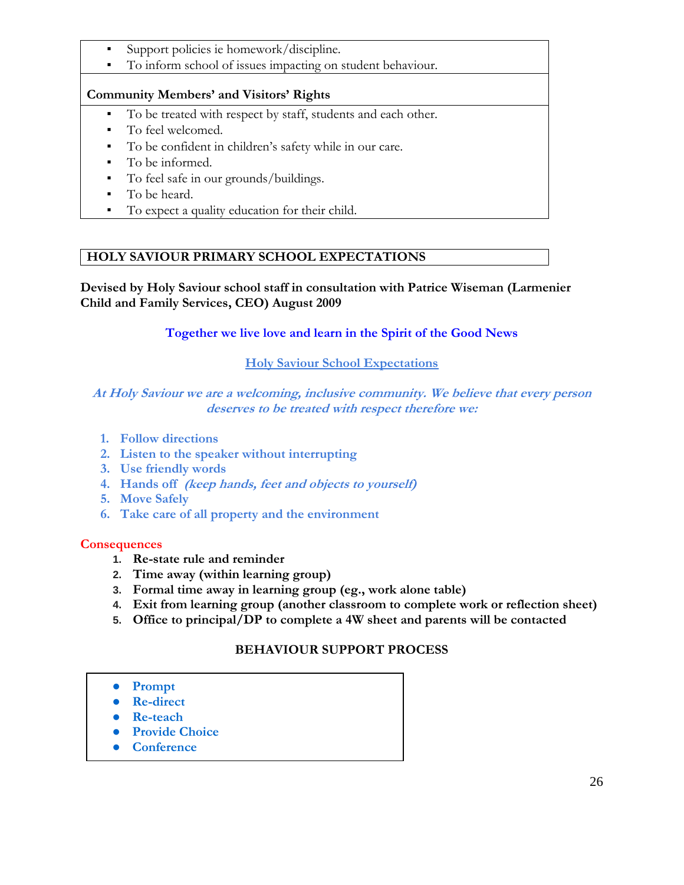- Support policies ie homework/discipline.
- To inform school of issues impacting on student behaviour.

**Community Members' and Visitors' Rights**

- To be treated with respect by staff, students and each other.
- To feel welcomed.
- To be confident in children's safety while in our care.
- To be informed.
- To feel safe in our grounds/buildings.
- To be heard.
- To expect a quality education for their child.

## HOLY SAVIOUR PRIMARY SCHOOL EXPECTATIONS

**Devised by Holy Saviour school staff in consultation with Patrice Wiseman (Larmenier Child and Family Services, CEO) August 2009**

**Together we live love and learn in the Spirit of the Good News**

**Holy Saviour School Expectations**

***At Holy Saviour we are a welcoming, inclusive community. We believe that every person deserves to be treated with respect therefore we:***

1. **Follow directions**
2. **Listen to the speaker without interrupting**
3. **Use friendly words**
4. **Hands off** ***(keep hands, feet and objects to yourself)***
5. **Move Safely**
6. **Take care of all property and the environment**

**Consequences**

1. **Re-state rule and reminder**
2. **Time away (within learning group)**
3. **Formal time away in learning group (eg., work alone table)**
4. **Exit from learning group (another classroom to complete work or reflection sheet)**
5. **Office to principal/DP to complete a 4W sheet and parents will be contacted**

### BEHAVIOUR SUPPORT PROCESS

- **Prompt**
- **Re-direct**
- **Re-teach**
- **Provide Choice**
- **Conference**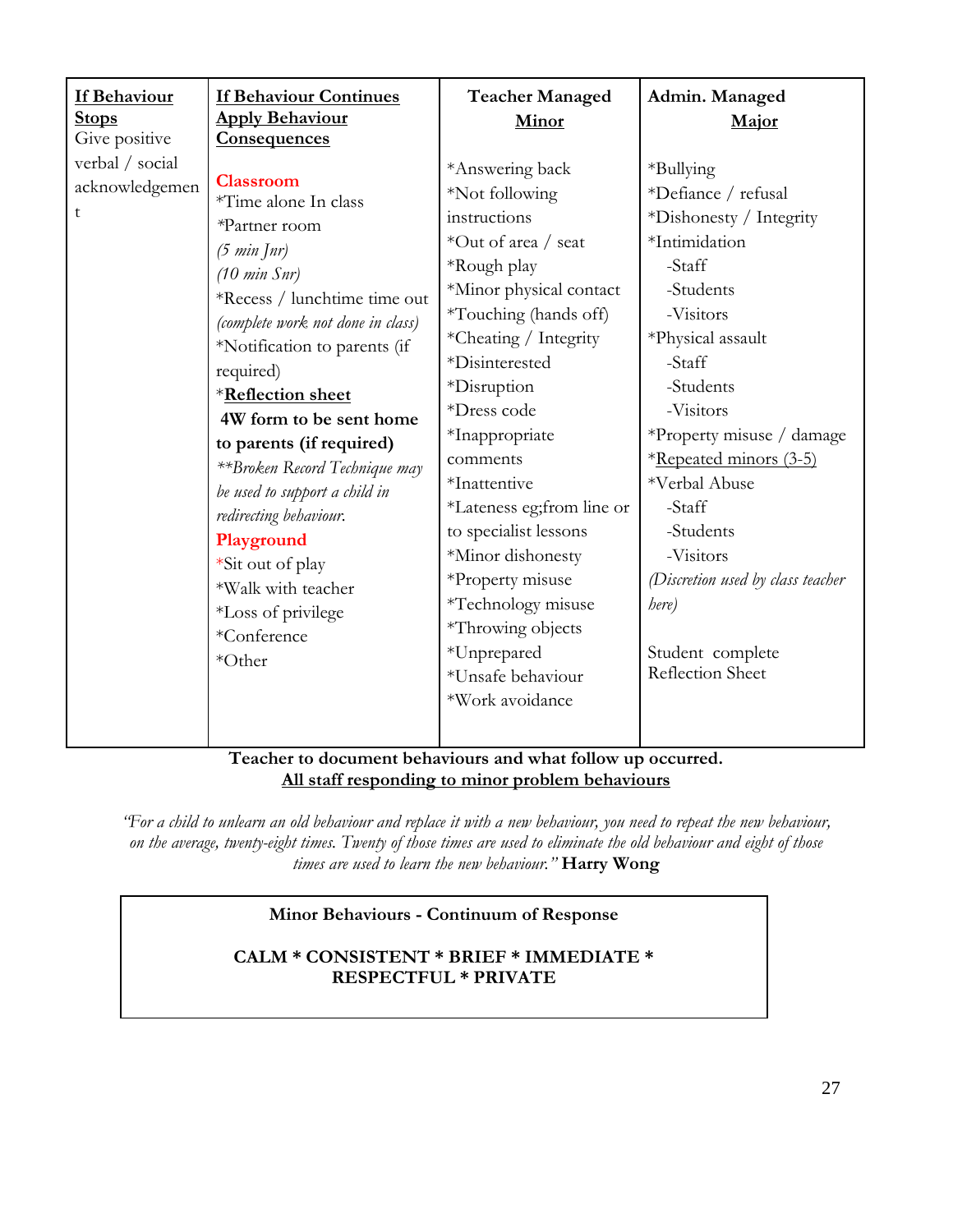| **If Behaviour Stops** | **If Behaviour Continues Apply Behaviour Consequences** | **Teacher Managed Minor** | **Admin. Managed Major** |
|---|---|---|---|
| Give positive verbal / social acknowledgement | **Classroom**<br>*Time alone In class<br>*Partner room<br>*(5 min Jnr)*<br>*(10 min Snr)*<br>*Recess / lunchtime time out<br>*(complete work not done in class)*<br>*Notification to parents (if required)<br>***Reflection sheet***<br>**4W form to be sent home to parents (if required)**<br>*\*\*Broken Record Technique may be used to support a child in redirecting behaviour.*<br>**Playground**<br>*Sit out of play<br>*Walk with teacher<br>*Loss of privilege<br>*Conference<br>*Other | *Answering back<br>*Not following instructions<br>*Out of area / seat<br>*Rough play<br>*Minor physical contact<br>*Touching (hands off)<br>*Cheating / Integrity<br>*Disinterested<br>*Disruption<br>*Dress code<br>*Inappropriate comments<br>*Inattentive<br>*Lateness eg;from line or to specialist lessons<br>*Minor dishonesty<br>*Property misuse<br>*Technology misuse<br>*Throwing objects<br>*Unprepared<br>*Unsafe behaviour<br>*Work avoidance | *Bullying<br>*Defiance / refusal<br>*Dishonesty / Integrity<br>*Intimidation<br>-Staff<br>-Students<br>-Visitors<br>*Physical assault<br>-Staff<br>-Students<br>-Visitors<br>*Property misuse / damage<br>*Repeated minors (3-5)<br>*Verbal Abuse<br>-Staff<br>-Students<br>-Visitors<br>*(Discretion used by class teacher here)*<br><br>Student complete Reflection Sheet |

**Teacher to document behaviours and what follow up occurred.**
**All staff responding to minor problem behaviours**

*"For a child to unlearn an old behaviour and replace it with a new behaviour, you need to repeat the new behaviour, on the average, twenty-eight times. Twenty of those times are used to eliminate the old behaviour and eight of those times are used to learn the new behaviour."* **Harry Wong**

**Minor Behaviours - Continuum of Response**

**CALM * CONSISTENT * BRIEF * IMMEDIATE * RESPECTFUL * PRIVATE**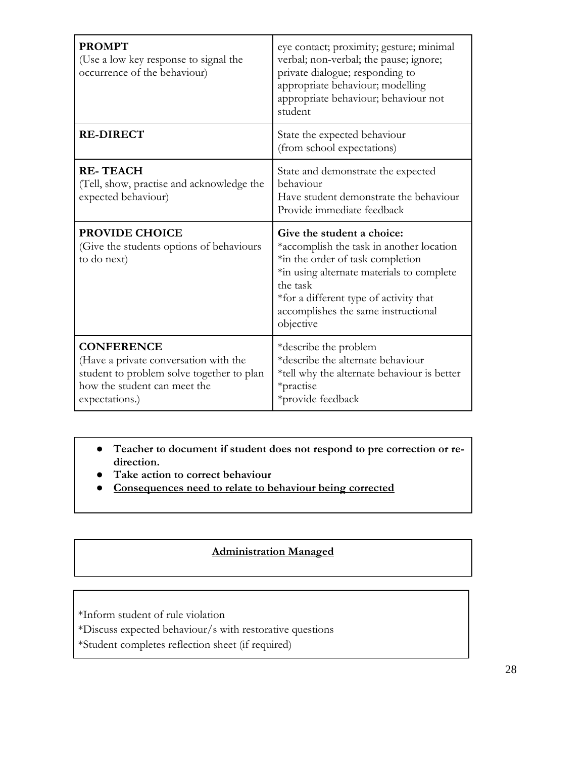| | |
|---|---|
| **PROMPT**<br>(Use a low key response to signal the occurrence of the behaviour) | eye contact; proximity; gesture; minimal verbal; non-verbal; the pause; ignore; private dialogue; responding to appropriate behaviour; modelling appropriate behaviour; behaviour not student |
| **RE-DIRECT** | State the expected behaviour<br>(from school expectations) |
| **RE- TEACH**<br>(Tell, show, practise and acknowledge the expected behaviour) | State and demonstrate the expected behaviour<br>Have student demonstrate the behaviour<br>Provide immediate feedback |
| **PROVIDE CHOICE**<br>(Give the students options of behaviours to do next) | **Give the student a choice:**<br>*accomplish the task in another location<br>*in the order of task completion<br>*in using alternate materials to complete the task<br>*for a different type of activity that accomplishes the same instructional objective |
| **CONFERENCE**<br>(Have a private conversation with the student to problem solve together to plan how the student can meet the expectations.) | *describe the problem<br>*describe the alternate behaviour<br>*tell why the alternate behaviour is better<br>*practise<br>*provide feedback |

- **Teacher to document if student does not respond to pre correction or re-direction.**
- **Take action to correct behaviour**
- **<u>Consequences need to relate to behaviour being corrected</u>**

**<u>Administration Managed</u>**

*Inform student of rule violation

*Discuss expected behaviour/s with restorative questions

*Student completes reflection sheet (if required)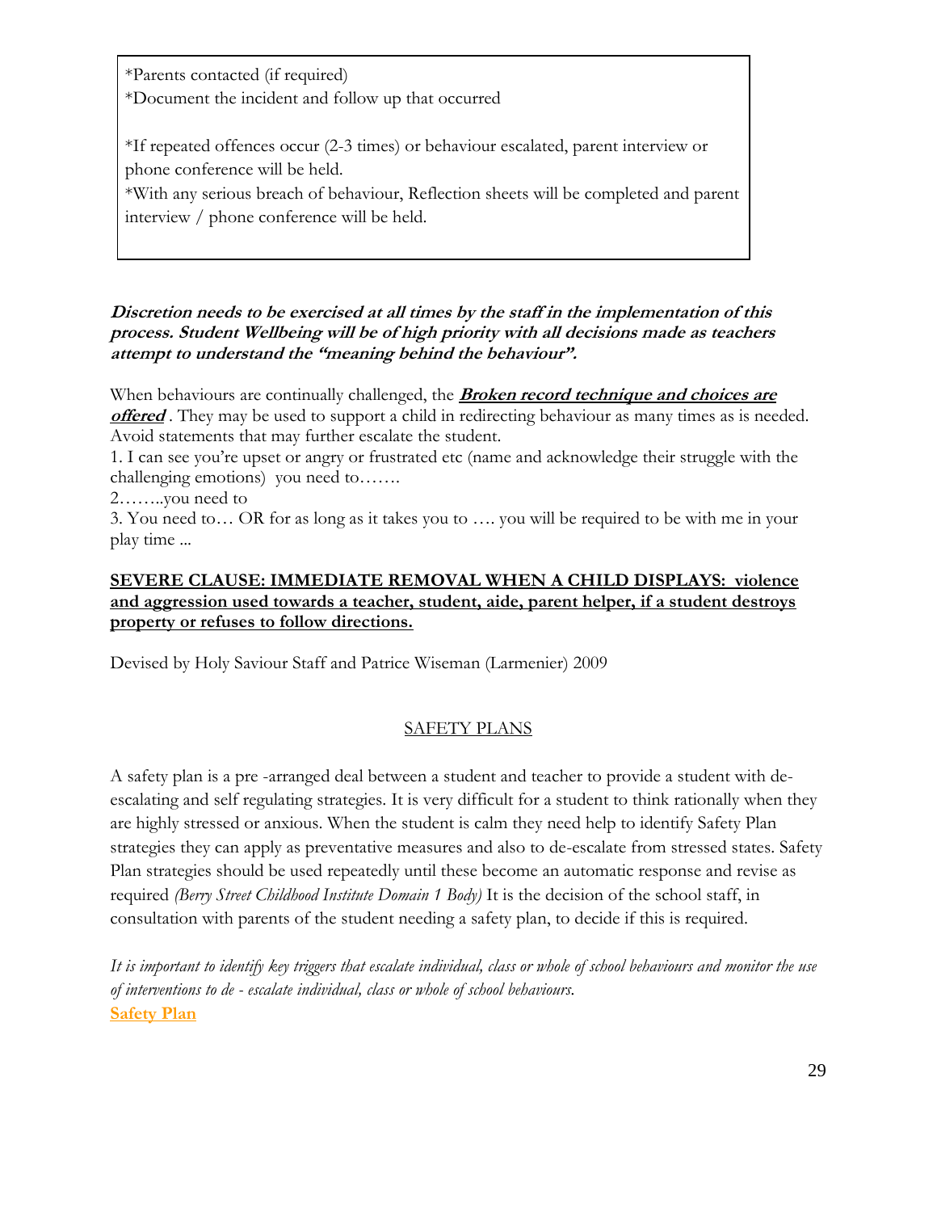*Parents contacted (if required)
*Document the incident and follow up that occurred

*If repeated offences occur (2-3 times) or behaviour escalated, parent interview or phone conference will be held.
*With any serious breach of behaviour, Reflection sheets will be completed and parent interview / phone conference will be held.

***Discretion needs to be exercised at all times by the staff in the implementation of this process. Student Wellbeing will be of high priority with all decisions made as teachers attempt to understand the "meaning behind the behaviour".***

When behaviours are continually challenged, the ***Broken record technique and choices are offered*** . They may be used to support a child in redirecting behaviour as many times as is needed. Avoid statements that may further escalate the student.
1. I can see you're upset or angry or frustrated etc (name and acknowledge their struggle with the challenging emotions) you need to…….
2……..you need to
3. You need to… OR for as long as it takes you to …. you will be required to be with me in your play time ...

**SEVERE CLAUSE: IMMEDIATE REMOVAL WHEN A CHILD DISPLAYS: violence and aggression used towards a teacher, student, aide, parent helper, if a student destroys property or refuses to follow directions.**

Devised by Holy Saviour Staff and Patrice Wiseman (Larmenier) 2009

## SAFETY PLANS

A safety plan is a pre -arranged deal between a student and teacher to provide a student with de-escalating and self regulating strategies. It is very difficult for a student to think rationally when they are highly stressed or anxious. When the student is calm they need help to identify Safety Plan strategies they can apply as preventative measures and also to de-escalate from stressed states. Safety Plan strategies should be used repeatedly until these become an automatic response and revise as required *(Berry Street Childhood Institute Domain 1 Body)* It is the decision of the school staff, in consultation with parents of the student needing a safety plan, to decide if this is required.

*It is important to identify key triggers that escalate individual, class or whole of school behaviours and monitor the use of interventions to de - escalate individual, class or whole of school behaviours.*
**Safety Plan**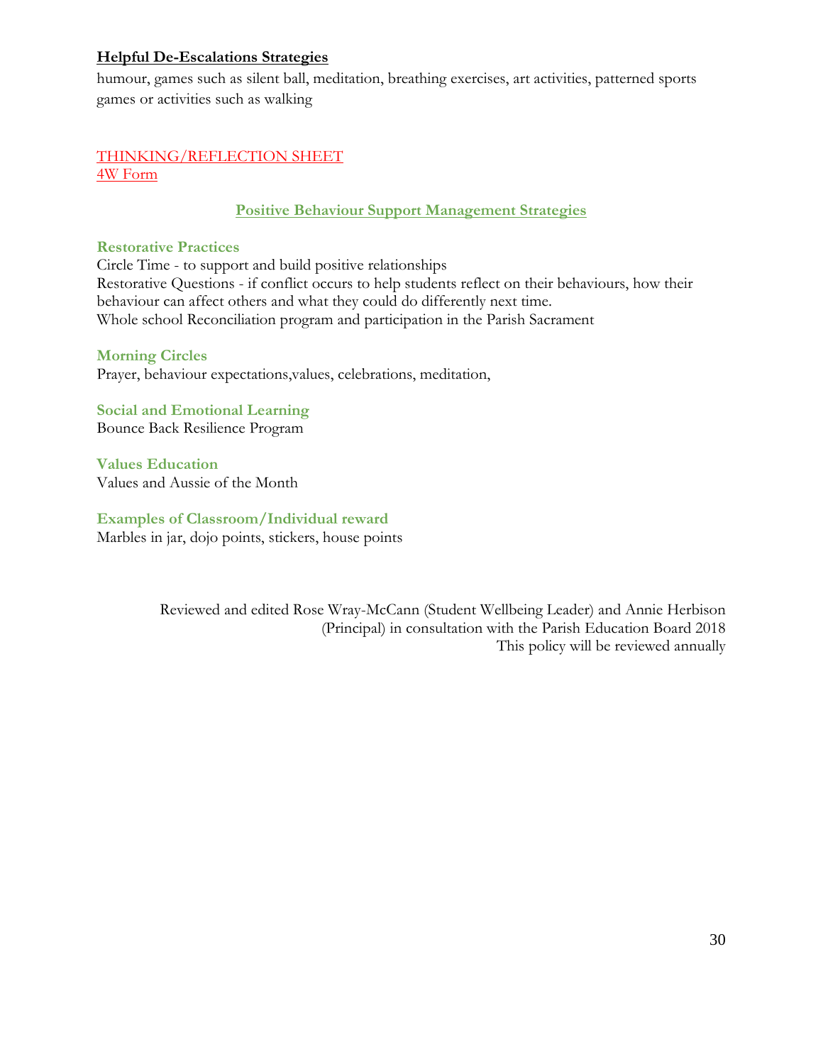**Helpful De-Escalations Strategies**

humour, games such as silent ball, meditation, breathing exercises, art activities, patterned sports games or activities such as walking

THINKING/REFLECTION SHEET
4W Form

## Positive Behaviour Support Management Strategies

### Restorative Practices

Circle Time - to support and build positive relationships
Restorative Questions - if conflict occurs to help students reflect on their behaviours, how their behaviour can affect others and what they could do differently next time.
Whole school Reconciliation program and participation in the Parish Sacrament

### Morning Circles

Prayer, behaviour expectations,values, celebrations, meditation,

### Social and Emotional Learning

Bounce Back Resilience Program

### Values Education

Values and Aussie of the Month

### Examples of Classroom/Individual reward

Marbles in jar, dojo points, stickers, house points

Reviewed and edited Rose Wray-McCann (Student Wellbeing Leader) and Annie Herbison (Principal) in consultation with the Parish Education Board 2018
This policy will be reviewed annually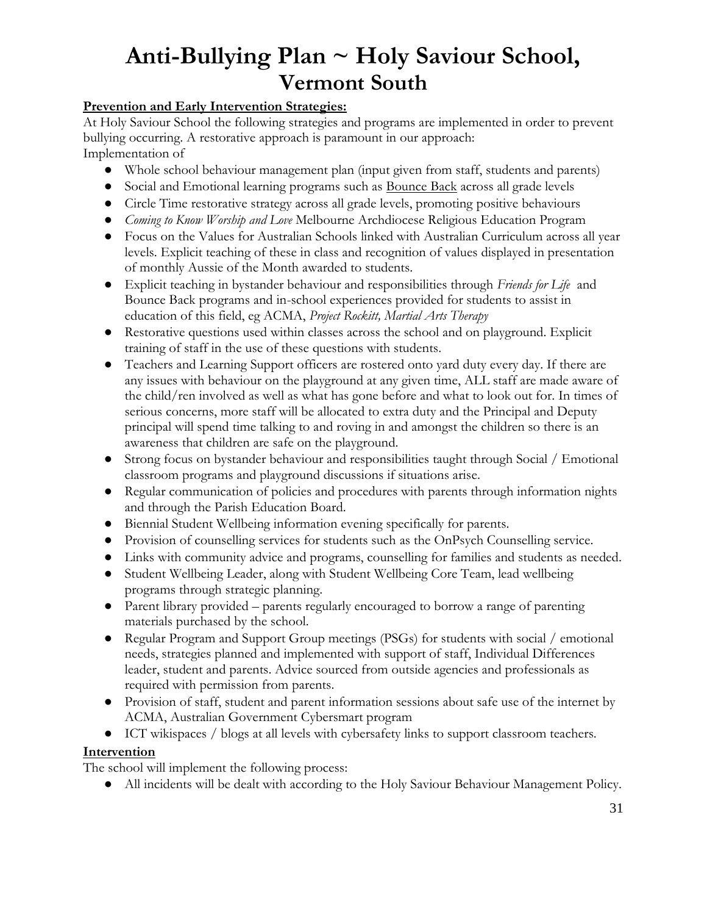# Anti-Bullying Plan ~ Holy Saviour School, Vermont South

**Prevention and Early Intervention Strategies:**

At Holy Saviour School the following strategies and programs are implemented in order to prevent bullying occurring. A restorative approach is paramount in our approach:

Implementation of

- Whole school behaviour management plan (input given from staff, students and parents)
- Social and Emotional learning programs such as Bounce Back across all grade levels
- Circle Time restorative strategy across all grade levels, promoting positive behaviours
- *Coming to Know Worship and Love* Melbourne Archdiocese Religious Education Program
- Focus on the Values for Australian Schools linked with Australian Curriculum across all year levels. Explicit teaching of these in class and recognition of values displayed in presentation of monthly Aussie of the Month awarded to students.
- Explicit teaching in bystander behaviour and responsibilities through *Friends for Life* and Bounce Back programs and in-school experiences provided for students to assist in education of this field, eg ACMA, *Project Rockitt, Martial Arts Therapy*
- Restorative questions used within classes across the school and on playground. Explicit training of staff in the use of these questions with students.
- Teachers and Learning Support officers are rostered onto yard duty every day. If there are any issues with behaviour on the playground at any given time, ALL staff are made aware of the child/ren involved as well as what has gone before and what to look out for. In times of serious concerns, more staff will be allocated to extra duty and the Principal and Deputy principal will spend time talking to and roving in and amongst the children so there is an awareness that children are safe on the playground.
- Strong focus on bystander behaviour and responsibilities taught through Social / Emotional classroom programs and playground discussions if situations arise.
- Regular communication of policies and procedures with parents through information nights and through the Parish Education Board.
- Biennial Student Wellbeing information evening specifically for parents.
- Provision of counselling services for students such as the OnPsych Counselling service.
- Links with community advice and programs, counselling for families and students as needed.
- Student Wellbeing Leader, along with Student Wellbeing Core Team, lead wellbeing programs through strategic planning.
- Parent library provided – parents regularly encouraged to borrow a range of parenting materials purchased by the school.
- Regular Program and Support Group meetings (PSGs) for students with social / emotional needs, strategies planned and implemented with support of staff, Individual Differences leader, student and parents. Advice sourced from outside agencies and professionals as required with permission from parents.
- Provision of staff, student and parent information sessions about safe use of the internet by ACMA, Australian Government Cybersmart program
- ICT wikispaces / blogs at all levels with cybersafety links to support classroom teachers.

**Intervention**

The school will implement the following process:

- All incidents will be dealt with according to the Holy Saviour Behaviour Management Policy.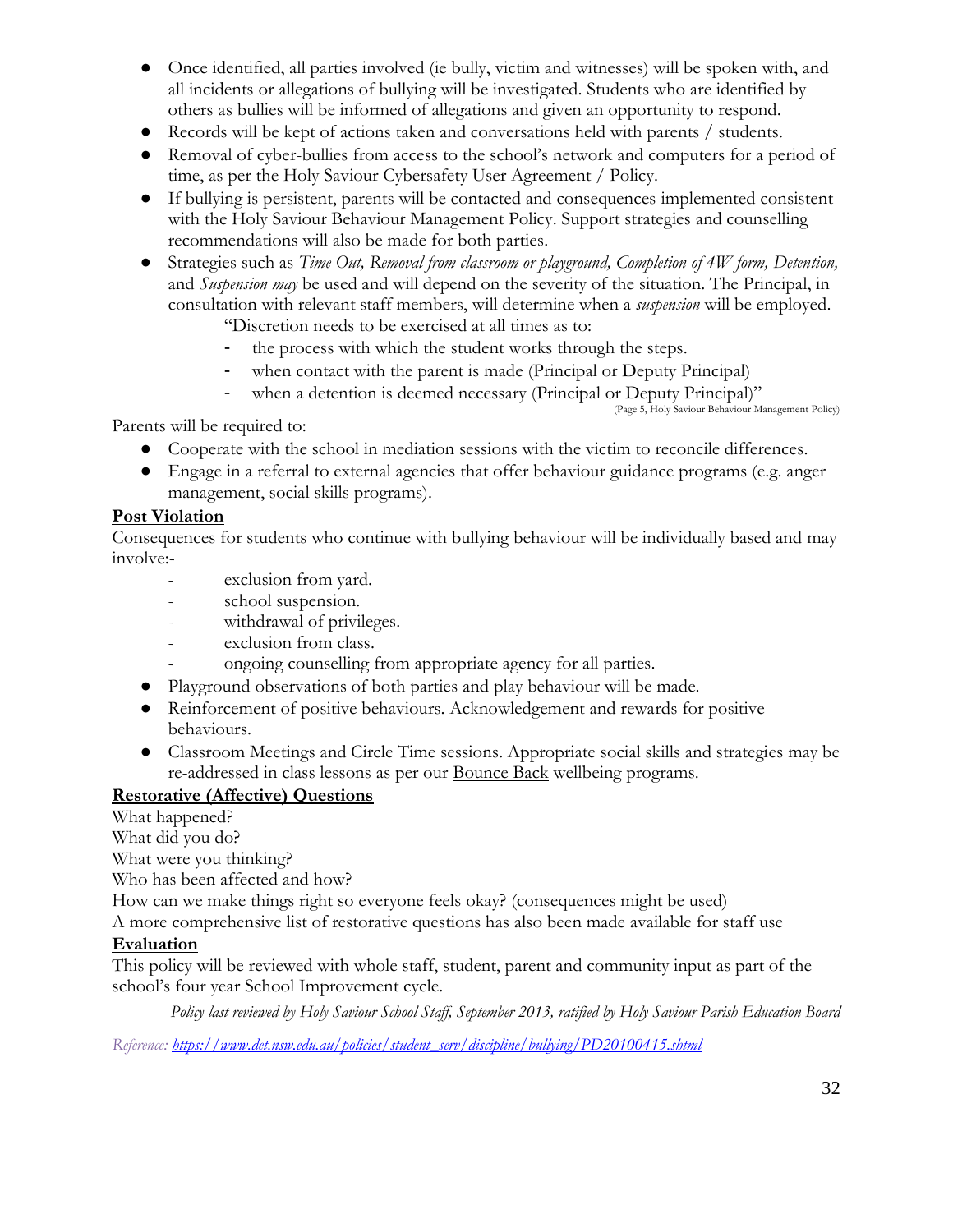- Once identified, all parties involved (ie bully, victim and witnesses) will be spoken with, and all incidents or allegations of bullying will be investigated. Students who are identified by others as bullies will be informed of allegations and given an opportunity to respond.
- Records will be kept of actions taken and conversations held with parents / students.
- Removal of cyber-bullies from access to the school's network and computers for a period of time, as per the Holy Saviour Cybersafety User Agreement / Policy.
- If bullying is persistent, parents will be contacted and consequences implemented consistent with the Holy Saviour Behaviour Management Policy. Support strategies and counselling recommendations will also be made for both parties.
- Strategies such as *Time Out, Removal from classroom or playground, Completion of 4W form, Detention,* and *Suspension may* be used and will depend on the severity of the situation. The Principal, in consultation with relevant staff members, will determine when a *suspension* will be employed.

  "Discretion needs to be exercised at all times as to:
  - the process with which the student works through the steps.
  - when contact with the parent is made (Principal or Deputy Principal)
  - when a detention is deemed necessary (Principal or Deputy Principal)"

  (Page 5, Holy Saviour Behaviour Management Policy)

Parents will be required to:

- Cooperate with the school in mediation sessions with the victim to reconcile differences.
- Engage in a referral to external agencies that offer behaviour guidance programs (e.g. anger management, social skills programs).

**Post Violation**

Consequences for students who continue with bullying behaviour will be individually based and may involve:-

- exclusion from yard.
- school suspension.
- withdrawal of privileges.
- exclusion from class.
- ongoing counselling from appropriate agency for all parties.

- Playground observations of both parties and play behaviour will be made.
- Reinforcement of positive behaviours. Acknowledgement and rewards for positive behaviours.
- Classroom Meetings and Circle Time sessions. Appropriate social skills and strategies may be re-addressed in class lessons as per our Bounce Back wellbeing programs.

**Restorative (Affective) Questions**

What happened?
What did you do?
What were you thinking?
Who has been affected and how?
How can we make things right so everyone feels okay? (consequences might be used)
A more comprehensive list of restorative questions has also been made available for staff use

**Evaluation**

This policy will be reviewed with whole staff, student, parent and community input as part of the school's four year School Improvement cycle.

*Policy last reviewed by Holy Saviour School Staff, September 2013, ratified by Holy Saviour Parish Education Board*

*Reference: https://www.det.nsw.edu.au/policies/student_serv/discipline/bullying/PD20100415.shtml*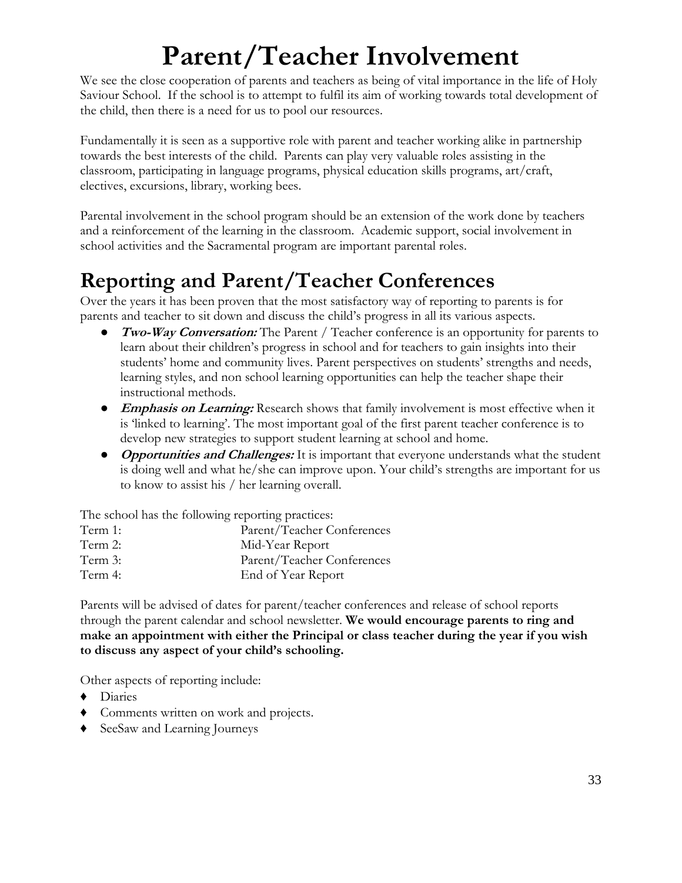# Parent/Teacher Involvement

We see the close cooperation of parents and teachers as being of vital importance in the life of Holy Saviour School. If the school is to attempt to fulfil its aim of working towards total development of the child, then there is a need for us to pool our resources.

Fundamentally it is seen as a supportive role with parent and teacher working alike in partnership towards the best interests of the child. Parents can play very valuable roles assisting in the classroom, participating in language programs, physical education skills programs, art/craft, electives, excursions, library, working bees.

Parental involvement in the school program should be an extension of the work done by teachers and a reinforcement of the learning in the classroom. Academic support, social involvement in school activities and the Sacramental program are important parental roles.

## Reporting and Parent/Teacher Conferences

Over the years it has been proven that the most satisfactory way of reporting to parents is for parents and teacher to sit down and discuss the child's progress in all its various aspects.

- ***Two-Way Conversation:*** The Parent / Teacher conference is an opportunity for parents to learn about their children's progress in school and for teachers to gain insights into their students' home and community lives. Parent perspectives on students' strengths and needs, learning styles, and non school learning opportunities can help the teacher shape their instructional methods.
- ***Emphasis on Learning:*** Research shows that family involvement is most effective when it is 'linked to learning'. The most important goal of the first parent teacher conference is to develop new strategies to support student learning at school and home.
- ***Opportunities and Challenges:*** It is important that everyone understands what the student is doing well and what he/she can improve upon. Your child's strengths are important for us to know to assist his / her learning overall.

The school has the following reporting practices:

| | |
|---|---|
| Term 1: | Parent/Teacher Conferences |
| Term 2: | Mid-Year Report |
| Term 3: | Parent/Teacher Conferences |
| Term 4: | End of Year Report |

Parents will be advised of dates for parent/teacher conferences and release of school reports through the parent calendar and school newsletter. **We would encourage parents to ring and make an appointment with either the Principal or class teacher during the year if you wish to discuss any aspect of your child's schooling.**

Other aspects of reporting include:

- Diaries
- Comments written on work and projects.
- SeeSaw and Learning Journeys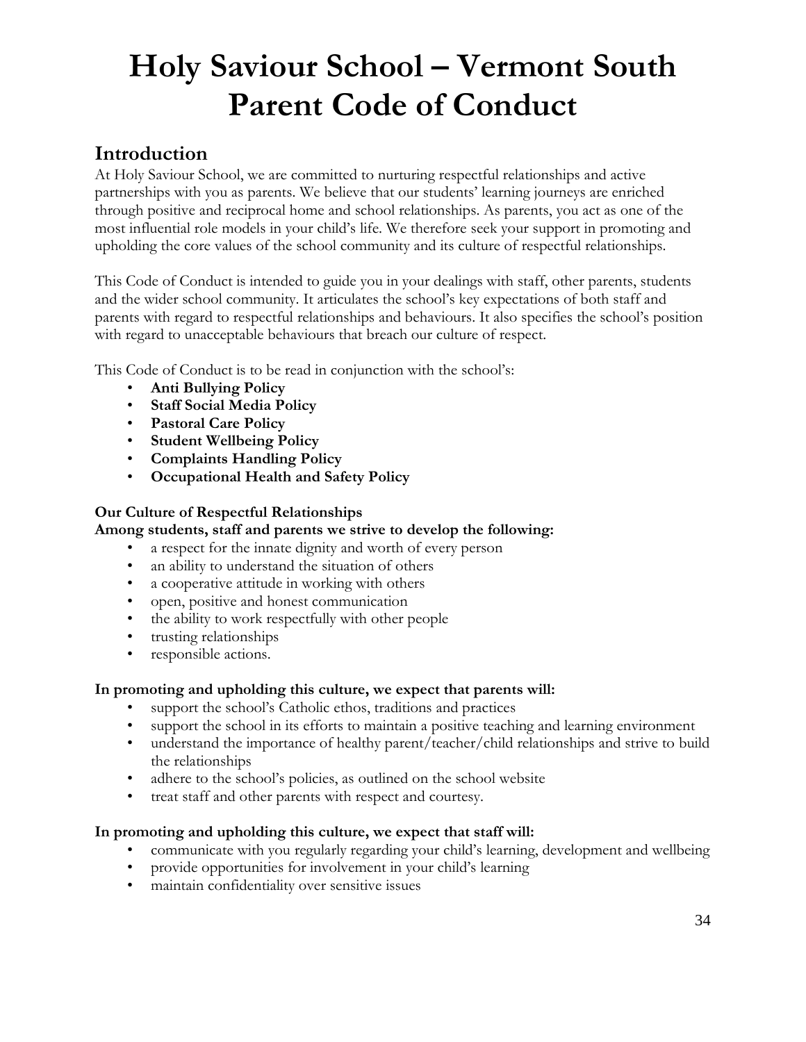# Holy Saviour School – Vermont South Parent Code of Conduct

## Introduction

At Holy Saviour School, we are committed to nurturing respectful relationships and active partnerships with you as parents. We believe that our students' learning journeys are enriched through positive and reciprocal home and school relationships. As parents, you act as one of the most influential role models in your child's life. We therefore seek your support in promoting and upholding the core values of the school community and its culture of respectful relationships.

This Code of Conduct is intended to guide you in your dealings with staff, other parents, students and the wider school community. It articulates the school's key expectations of both staff and parents with regard to respectful relationships and behaviours. It also specifies the school's position with regard to unacceptable behaviours that breach our culture of respect.

This Code of Conduct is to be read in conjunction with the school's:

- **Anti Bullying Policy**
- **Staff Social Media Policy**
- **Pastoral Care Policy**
- **Student Wellbeing Policy**
- **Complaints Handling Policy**
- **Occupational Health and Safety Policy**

**Our Culture of Respectful Relationships**

**Among students, staff and parents we strive to develop the following:**

- a respect for the innate dignity and worth of every person
- an ability to understand the situation of others
- a cooperative attitude in working with others
- open, positive and honest communication
- the ability to work respectfully with other people
- trusting relationships
- responsible actions.

**In promoting and upholding this culture, we expect that parents will:**

- support the school's Catholic ethos, traditions and practices
- support the school in its efforts to maintain a positive teaching and learning environment
- understand the importance of healthy parent/teacher/child relationships and strive to build the relationships
- adhere to the school's policies, as outlined on the school website
- treat staff and other parents with respect and courtesy.

**In promoting and upholding this culture, we expect that staff will:**

- communicate with you regularly regarding your child's learning, development and wellbeing
- provide opportunities for involvement in your child's learning
- maintain confidentiality over sensitive issues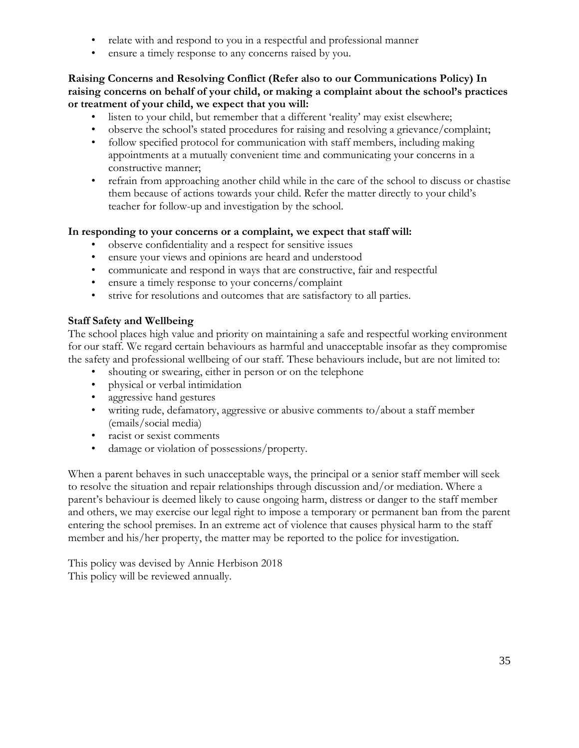- relate with and respond to you in a respectful and professional manner
- ensure a timely response to any concerns raised by you.

**Raising Concerns and Resolving Conflict (Refer also to our Communications Policy) In raising concerns on behalf of your child, or making a complaint about the school's practices or treatment of your child, we expect that you will:**

- listen to your child, but remember that a different 'reality' may exist elsewhere;
- observe the school's stated procedures for raising and resolving a grievance/complaint;
- follow specified protocol for communication with staff members, including making appointments at a mutually convenient time and communicating your concerns in a constructive manner;
- refrain from approaching another child while in the care of the school to discuss or chastise them because of actions towards your child. Refer the matter directly to your child's teacher for follow-up and investigation by the school.

**In responding to your concerns or a complaint, we expect that staff will:**

- observe confidentiality and a respect for sensitive issues
- ensure your views and opinions are heard and understood
- communicate and respond in ways that are constructive, fair and respectful
- ensure a timely response to your concerns/complaint
- strive for resolutions and outcomes that are satisfactory to all parties.

**Staff Safety and Wellbeing**

The school places high value and priority on maintaining a safe and respectful working environment for our staff. We regard certain behaviours as harmful and unacceptable insofar as they compromise the safety and professional wellbeing of our staff. These behaviours include, but are not limited to:

- shouting or swearing, either in person or on the telephone
- physical or verbal intimidation
- aggressive hand gestures
- writing rude, defamatory, aggressive or abusive comments to/about a staff member (emails/social media)
- racist or sexist comments
- damage or violation of possessions/property.

When a parent behaves in such unacceptable ways, the principal or a senior staff member will seek to resolve the situation and repair relationships through discussion and/or mediation. Where a parent's behaviour is deemed likely to cause ongoing harm, distress or danger to the staff member and others, we may exercise our legal right to impose a temporary or permanent ban from the parent entering the school premises. In an extreme act of violence that causes physical harm to the staff member and his/her property, the matter may be reported to the police for investigation.

This policy was devised by Annie Herbison 2018
This policy will be reviewed annually.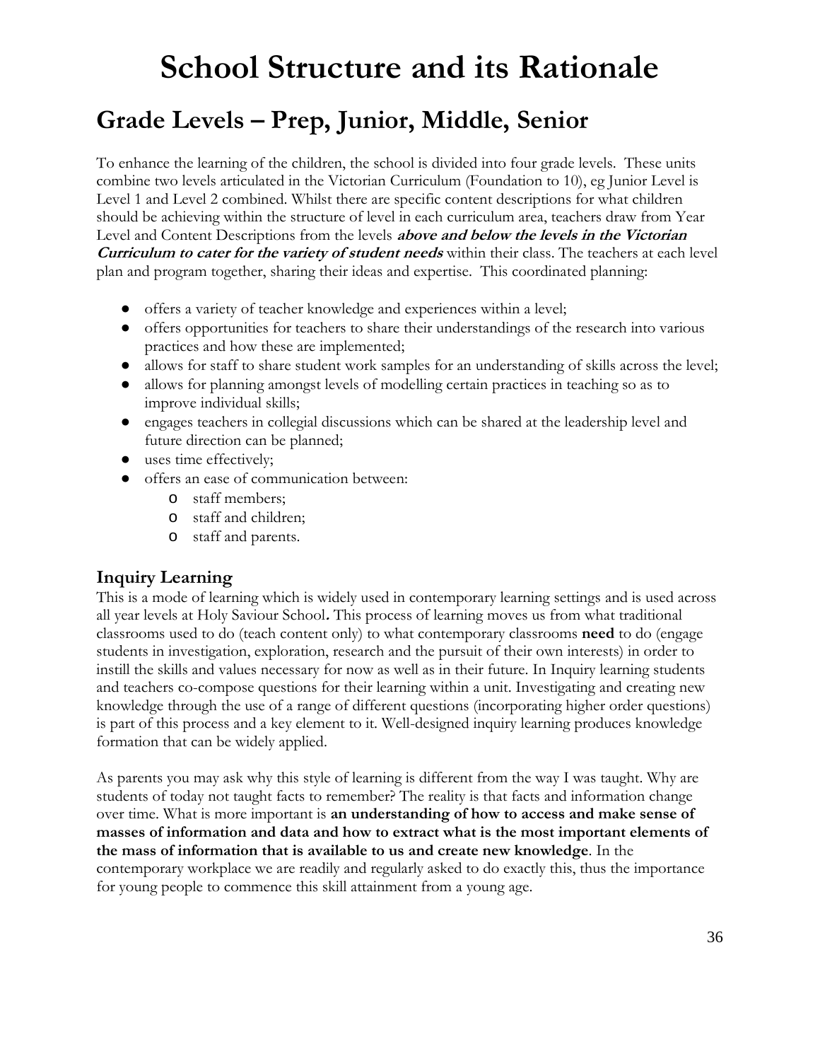# School Structure and its Rationale

## Grade Levels – Prep, Junior, Middle, Senior

To enhance the learning of the children, the school is divided into four grade levels. These units combine two levels articulated in the Victorian Curriculum (Foundation to 10), eg Junior Level is Level 1 and Level 2 combined. Whilst there are specific content descriptions for what children should be achieving within the structure of level in each curriculum area, teachers draw from Year Level and Content Descriptions from the levels ***above and below the levels in the Victorian Curriculum to cater for the variety of student needs*** within their class. The teachers at each level plan and program together, sharing their ideas and expertise. This coordinated planning:

- offers a variety of teacher knowledge and experiences within a level;
- offers opportunities for teachers to share their understandings of the research into various practices and how these are implemented;
- allows for staff to share student work samples for an understanding of skills across the level;
- allows for planning amongst levels of modelling certain practices in teaching so as to improve individual skills;
- engages teachers in collegial discussions which can be shared at the leadership level and future direction can be planned;
- uses time effectively;
- offers an ease of communication between:
  - staff members;
  - staff and children;
  - staff and parents.

### Inquiry Learning

This is a mode of learning which is widely used in contemporary learning settings and is used across all year levels at Holy Saviour School**.** This process of learning moves us from what traditional classrooms used to do (teach content only) to what contemporary classrooms **need** to do (engage students in investigation, exploration, research and the pursuit of their own interests) in order to instill the skills and values necessary for now as well as in their future. In Inquiry learning students and teachers co-compose questions for their learning within a unit. Investigating and creating new knowledge through the use of a range of different questions (incorporating higher order questions) is part of this process and a key element to it. Well-designed inquiry learning produces knowledge formation that can be widely applied.

As parents you may ask why this style of learning is different from the way I was taught. Why are students of today not taught facts to remember? The reality is that facts and information change over time. What is more important is **an understanding of how to access and make sense of masses of information and data and how to extract what is the most important elements of the mass of information that is available to us and create new knowledge**. In the contemporary workplace we are readily and regularly asked to do exactly this, thus the importance for young people to commence this skill attainment from a young age.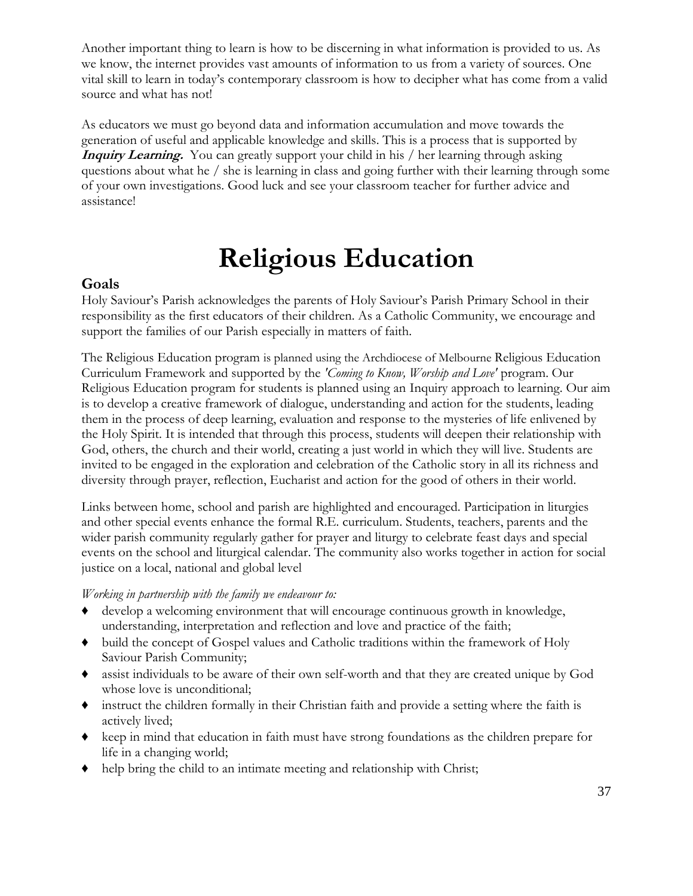Another important thing to learn is how to be discerning in what information is provided to us. As we know, the internet provides vast amounts of information to us from a variety of sources. One vital skill to learn in today's contemporary classroom is how to decipher what has come from a valid source and what has not!

As educators we must go beyond data and information accumulation and move towards the generation of useful and applicable knowledge and skills. This is a process that is supported by ***Inquiry Learning.*** You can greatly support your child in his / her learning through asking questions about what he / she is learning in class and going further with their learning through some of your own investigations. Good luck and see your classroom teacher for further advice and assistance!

# Religious Education

## Goals

Holy Saviour's Parish acknowledges the parents of Holy Saviour's Parish Primary School in their responsibility as the first educators of their children. As a Catholic Community, we encourage and support the families of our Parish especially in matters of faith.

The Religious Education program is planned using the Archdiocese of Melbourne Religious Education Curriculum Framework and supported by the *'Coming to Know, Worship and Love'* program. Our Religious Education program for students is planned using an Inquiry approach to learning. Our aim is to develop a creative framework of dialogue, understanding and action for the students, leading them in the process of deep learning, evaluation and response to the mysteries of life enlivened by the Holy Spirit. It is intended that through this process, students will deepen their relationship with God, others, the church and their world, creating a just world in which they will live. Students are invited to be engaged in the exploration and celebration of the Catholic story in all its richness and diversity through prayer, reflection, Eucharist and action for the good of others in their world.

Links between home, school and parish are highlighted and encouraged. Participation in liturgies and other special events enhance the formal R.E. curriculum. Students, teachers, parents and the wider parish community regularly gather for prayer and liturgy to celebrate feast days and special events on the school and liturgical calendar. The community also works together in action for social justice on a local, national and global level

*Working in partnership with the family we endeavour to:*

- develop a welcoming environment that will encourage continuous growth in knowledge, understanding, interpretation and reflection and love and practice of the faith;
- build the concept of Gospel values and Catholic traditions within the framework of Holy Saviour Parish Community;
- assist individuals to be aware of their own self-worth and that they are created unique by God whose love is unconditional;
- instruct the children formally in their Christian faith and provide a setting where the faith is actively lived;
- keep in mind that education in faith must have strong foundations as the children prepare for life in a changing world;
- help bring the child to an intimate meeting and relationship with Christ;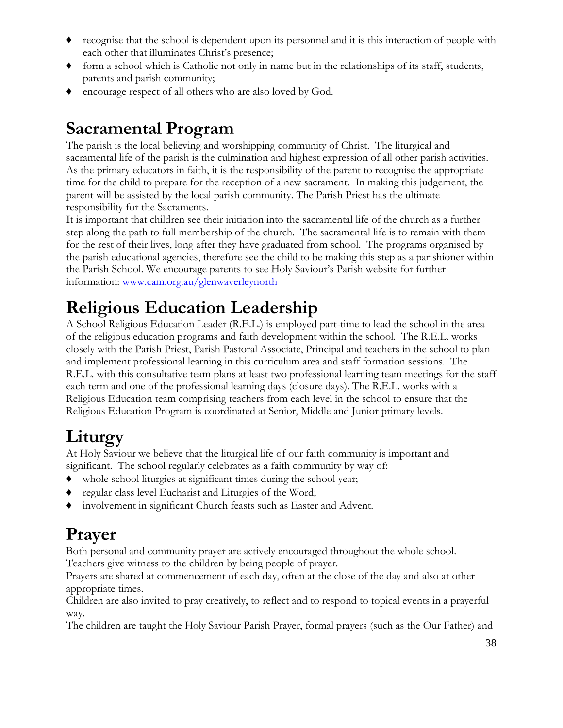- recognise that the school is dependent upon its personnel and it is this interaction of people with each other that illuminates Christ's presence;
- form a school which is Catholic not only in name but in the relationships of its staff, students, parents and parish community;
- encourage respect of all others who are also loved by God.

# Sacramental Program

The parish is the local believing and worshipping community of Christ. The liturgical and sacramental life of the parish is the culmination and highest expression of all other parish activities. As the primary educators in faith, it is the responsibility of the parent to recognise the appropriate time for the child to prepare for the reception of a new sacrament. In making this judgement, the parent will be assisted by the local parish community. The Parish Priest has the ultimate responsibility for the Sacraments.

It is important that children see their initiation into the sacramental life of the church as a further step along the path to full membership of the church. The sacramental life is to remain with them for the rest of their lives, long after they have graduated from school. The programs organised by the parish educational agencies, therefore see the child to be making this step as a parishioner within the Parish School. We encourage parents to see Holy Saviour's Parish website for further information: [www.cam.org.au/glenwaverleynorth](www.cam.org.au/glenwaverleynorth)

# Religious Education Leadership

A School Religious Education Leader (R.E.L.) is employed part-time to lead the school in the area of the religious education programs and faith development within the school. The R.E.L. works closely with the Parish Priest, Parish Pastoral Associate, Principal and teachers in the school to plan and implement professional learning in this curriculum area and staff formation sessions. The R.E.L. with this consultative team plans at least two professional learning team meetings for the staff each term and one of the professional learning days (closure days). The R.E.L. works with a Religious Education team comprising teachers from each level in the school to ensure that the Religious Education Program is coordinated at Senior, Middle and Junior primary levels.

# Liturgy

At Holy Saviour we believe that the liturgical life of our faith community is important and significant. The school regularly celebrates as a faith community by way of:

- whole school liturgies at significant times during the school year;
- regular class level Eucharist and Liturgies of the Word;
- involvement in significant Church feasts such as Easter and Advent.

# Prayer

Both personal and community prayer are actively encouraged throughout the whole school. Teachers give witness to the children by being people of prayer.

Prayers are shared at commencement of each day, often at the close of the day and also at other appropriate times.

Children are also invited to pray creatively, to reflect and to respond to topical events in a prayerful way.

The children are taught the Holy Saviour Parish Prayer, formal prayers (such as the Our Father) and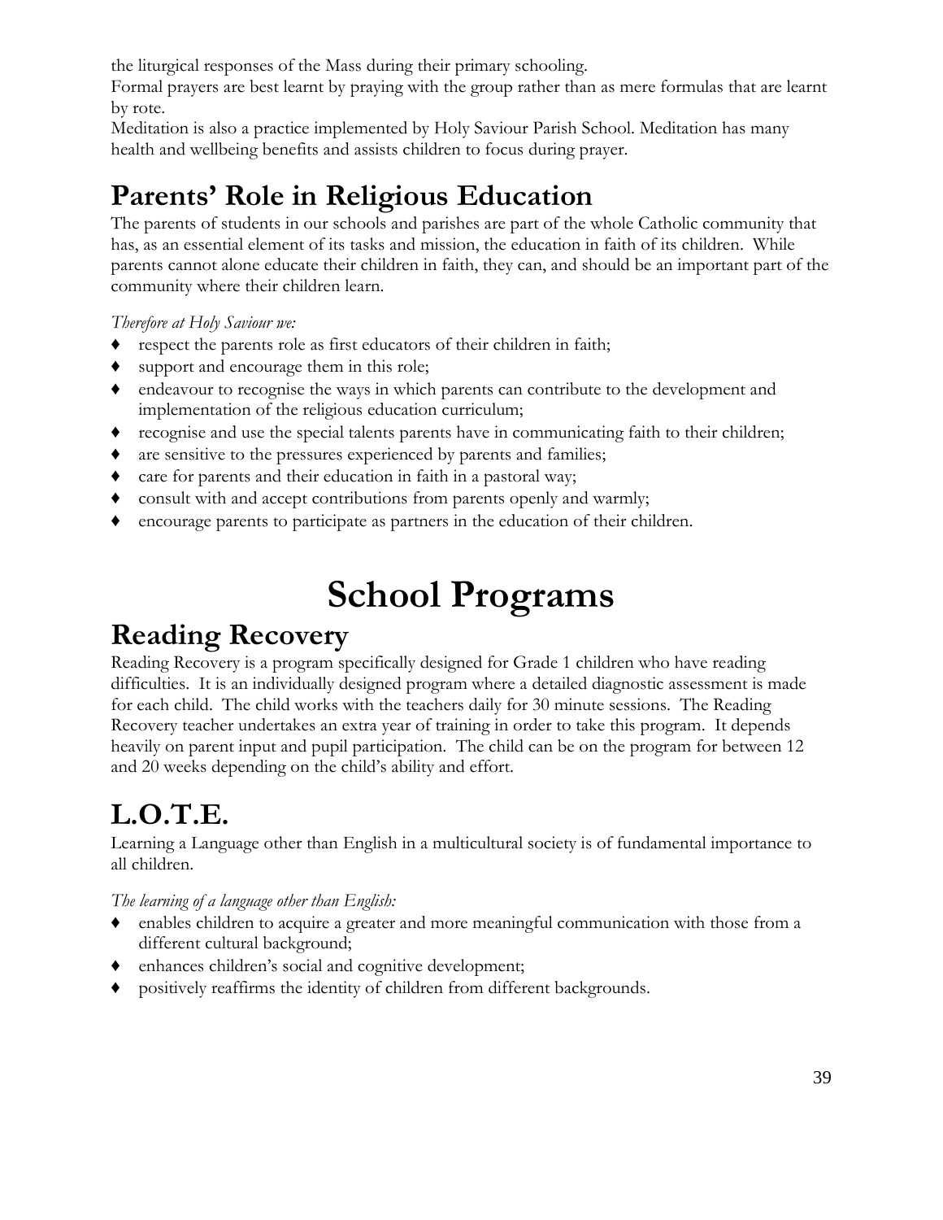the liturgical responses of the Mass during their primary schooling.
Formal prayers are best learnt by praying with the group rather than as mere formulas that are learnt by rote.
Meditation is also a practice implemented by Holy Saviour Parish School. Meditation has many health and wellbeing benefits and assists children to focus during prayer.

## Parents' Role in Religious Education

The parents of students in our schools and parishes are part of the whole Catholic community that has, as an essential element of its tasks and mission, the education in faith of its children. While parents cannot alone educate their children in faith, they can, and should be an important part of the community where their children learn.

*Therefore at Holy Saviour we:*

- respect the parents role as first educators of their children in faith;
- support and encourage them in this role;
- endeavour to recognise the ways in which parents can contribute to the development and implementation of the religious education curriculum;
- recognise and use the special talents parents have in communicating faith to their children;
- are sensitive to the pressures experienced by parents and families;
- care for parents and their education in faith in a pastoral way;
- consult with and accept contributions from parents openly and warmly;
- encourage parents to participate as partners in the education of their children.

# School Programs

## Reading Recovery

Reading Recovery is a program specifically designed for Grade 1 children who have reading difficulties. It is an individually designed program where a detailed diagnostic assessment is made for each child. The child works with the teachers daily for 30 minute sessions. The Reading Recovery teacher undertakes an extra year of training in order to take this program. It depends heavily on parent input and pupil participation. The child can be on the program for between 12 and 20 weeks depending on the child's ability and effort.

## L.O.T.E.

Learning a Language other than English in a multicultural society is of fundamental importance to all children.

*The learning of a language other than English:*

- enables children to acquire a greater and more meaningful communication with those from a different cultural background;
- enhances children's social and cognitive development;
- positively reaffirms the identity of children from different backgrounds.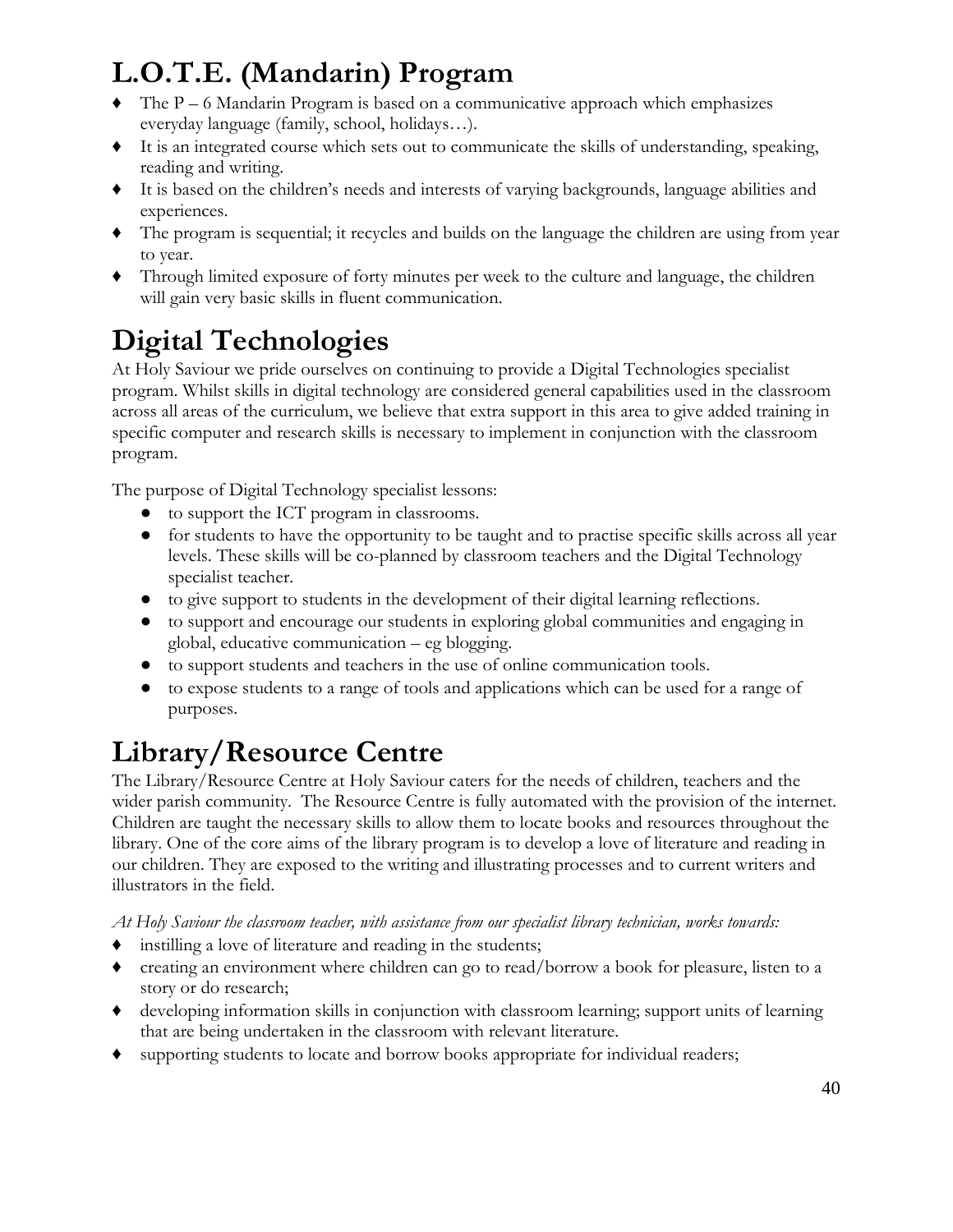# L.O.T.E. (Mandarin) Program

- The P – 6 Mandarin Program is based on a communicative approach which emphasizes everyday language (family, school, holidays…).
- It is an integrated course which sets out to communicate the skills of understanding, speaking, reading and writing.
- It is based on the children's needs and interests of varying backgrounds, language abilities and experiences.
- The program is sequential; it recycles and builds on the language the children are using from year to year.
- Through limited exposure of forty minutes per week to the culture and language, the children will gain very basic skills in fluent communication.

# Digital Technologies

At Holy Saviour we pride ourselves on continuing to provide a Digital Technologies specialist program. Whilst skills in digital technology are considered general capabilities used in the classroom across all areas of the curriculum, we believe that extra support in this area to give added training in specific computer and research skills is necessary to implement in conjunction with the classroom program.

The purpose of Digital Technology specialist lessons:

- to support the ICT program in classrooms.
- for students to have the opportunity to be taught and to practise specific skills across all year levels. These skills will be co-planned by classroom teachers and the Digital Technology specialist teacher.
- to give support to students in the development of their digital learning reflections.
- to support and encourage our students in exploring global communities and engaging in global, educative communication – eg blogging.
- to support students and teachers in the use of online communication tools.
- to expose students to a range of tools and applications which can be used for a range of purposes.

# Library/Resource Centre

The Library/Resource Centre at Holy Saviour caters for the needs of children, teachers and the wider parish community. The Resource Centre is fully automated with the provision of the internet. Children are taught the necessary skills to allow them to locate books and resources throughout the library. One of the core aims of the library program is to develop a love of literature and reading in our children. They are exposed to the writing and illustrating processes and to current writers and illustrators in the field.

*At Holy Saviour the classroom teacher, with assistance from our specialist library technician, works towards:*

- instilling a love of literature and reading in the students;
- creating an environment where children can go to read/borrow a book for pleasure, listen to a story or do research;
- developing information skills in conjunction with classroom learning; support units of learning that are being undertaken in the classroom with relevant literature.
- supporting students to locate and borrow books appropriate for individual readers;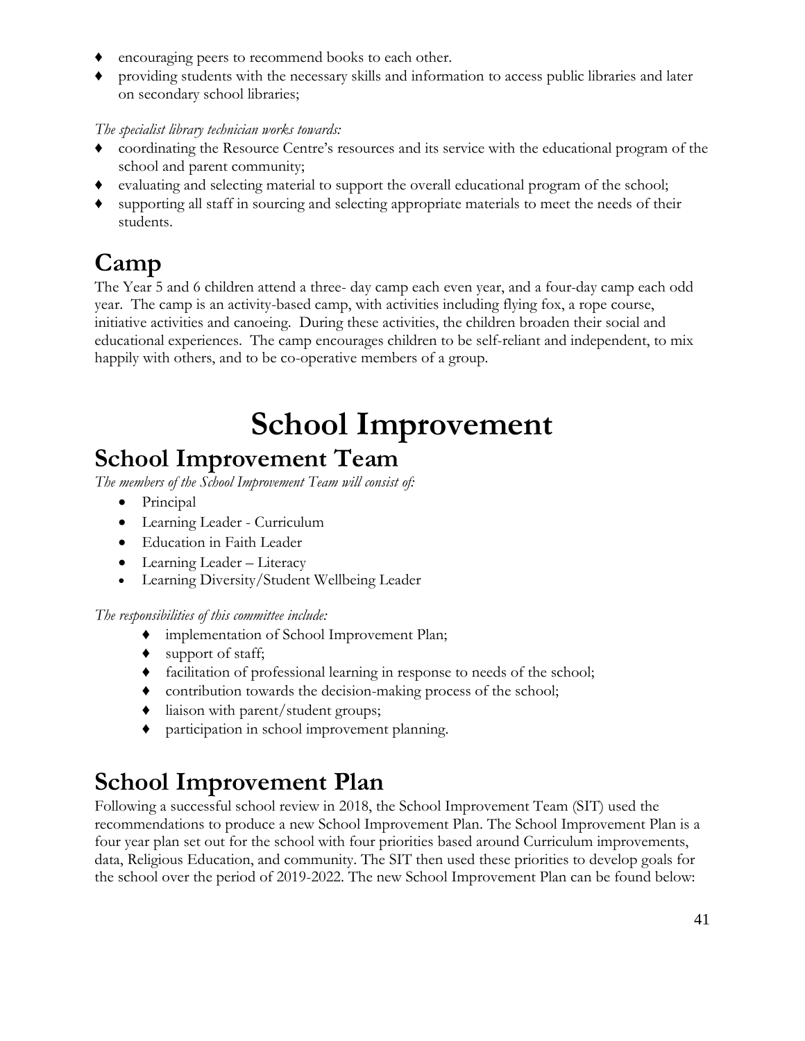- encouraging peers to recommend books to each other.
- providing students with the necessary skills and information to access public libraries and later on secondary school libraries;

*The specialist library technician works towards:*

- coordinating the Resource Centre's resources and its service with the educational program of the school and parent community;
- evaluating and selecting material to support the overall educational program of the school;
- supporting all staff in sourcing and selecting appropriate materials to meet the needs of their students.

## Camp

The Year 5 and 6 children attend a three- day camp each even year, and a four-day camp each odd year. The camp is an activity-based camp, with activities including flying fox, a rope course, initiative activities and canoeing. During these activities, the children broaden their social and educational experiences. The camp encourages children to be self-reliant and independent, to mix happily with others, and to be co-operative members of a group.

# School Improvement

## School Improvement Team

*The members of the School Improvement Team will consist of:*

- Principal
- Learning Leader - Curriculum
- Education in Faith Leader
- Learning Leader – Literacy
- Learning Diversity/Student Wellbeing Leader

*The responsibilities of this committee include:*

- implementation of School Improvement Plan;
- support of staff;
- facilitation of professional learning in response to needs of the school;
- contribution towards the decision-making process of the school;
- liaison with parent/student groups;
- participation in school improvement planning.

## School Improvement Plan

Following a successful school review in 2018, the School Improvement Team (SIT) used the recommendations to produce a new School Improvement Plan. The School Improvement Plan is a four year plan set out for the school with four priorities based around Curriculum improvements, data, Religious Education, and community. The SIT then used these priorities to develop goals for the school over the period of 2019-2022. The new School Improvement Plan can be found below: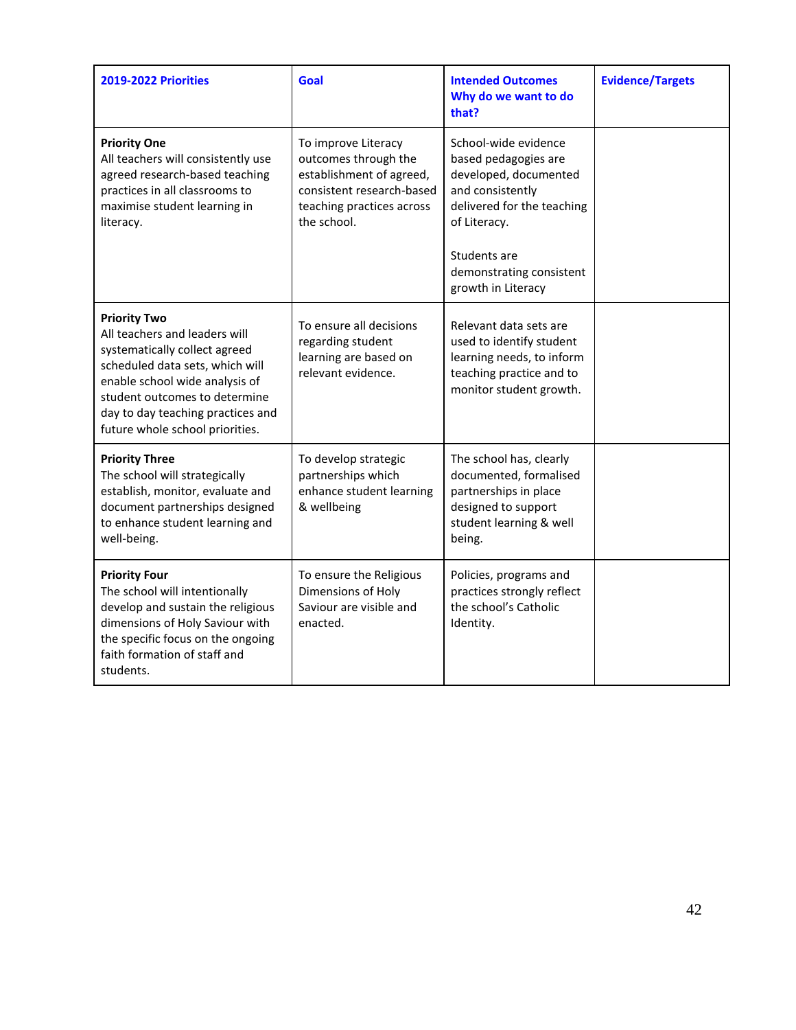| 2019-2022 Priorities | Goal | Intended Outcomes Why do we want to do that? | Evidence/Targets |
|---|---|---|---|
| **Priority One** All teachers will consistently use agreed research-based teaching practices in all classrooms to maximise student learning in literacy. | To improve Literacy outcomes through the establishment of agreed, consistent research-based teaching practices across the school. | School-wide evidence based pedagogies are developed, documented and consistently delivered for the teaching of Literacy.<br><br>Students are demonstrating consistent growth in Literacy | |
| **Priority Two** All teachers and leaders will systematically collect agreed scheduled data sets, which will enable school wide analysis of student outcomes to determine day to day teaching practices and future whole school priorities. | To ensure all decisions regarding student learning are based on relevant evidence. | Relevant data sets are used to identify student learning needs, to inform teaching practice and to monitor student growth. | |
| **Priority Three** The school will strategically establish, monitor, evaluate and document partnerships designed to enhance student learning and well-being. | To develop strategic partnerships which enhance student learning & wellbeing | The school has, clearly documented, formalised partnerships in place designed to support student learning & well being. | |
| **Priority Four** The school will intentionally develop and sustain the religious dimensions of Holy Saviour with the specific focus on the ongoing faith formation of staff and students. | To ensure the Religious Dimensions of Holy Saviour are visible and enacted. | Policies, programs and practices strongly reflect the school's Catholic Identity. | |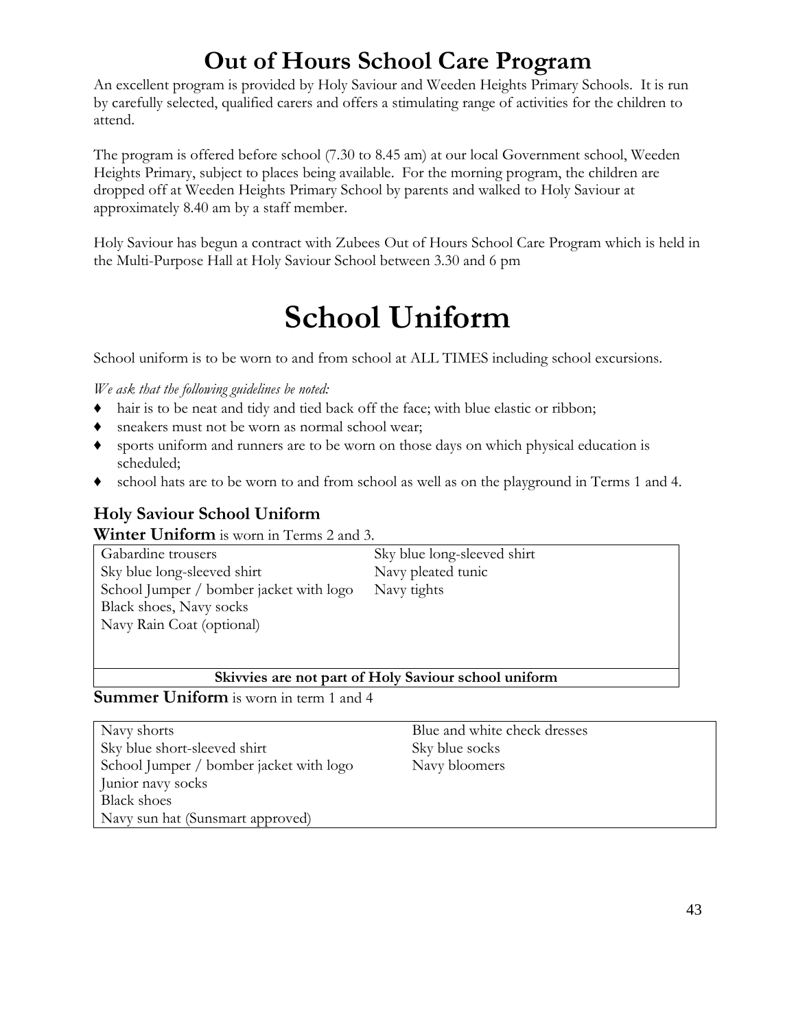# Out of Hours School Care Program

An excellent program is provided by Holy Saviour and Weeden Heights Primary Schools. It is run by carefully selected, qualified carers and offers a stimulating range of activities for the children to attend.

The program is offered before school (7.30 to 8.45 am) at our local Government school, Weeden Heights Primary, subject to places being available. For the morning program, the children are dropped off at Weeden Heights Primary School by parents and walked to Holy Saviour at approximately 8.40 am by a staff member.

Holy Saviour has begun a contract with Zubees Out of Hours School Care Program which is held in the Multi-Purpose Hall at Holy Saviour School between 3.30 and 6 pm

# School Uniform

School uniform is to be worn to and from school at ALL TIMES including school excursions.

*We ask that the following guidelines be noted:*

- hair is to be neat and tidy and tied back off the face; with blue elastic or ribbon;
- sneakers must not be worn as normal school wear;
- sports uniform and runners are to be worn on those days on which physical education is scheduled;
- school hats are to be worn to and from school as well as on the playground in Terms 1 and 4.

### Holy Saviour School Uniform

**Winter Uniform** is worn in Terms 2 and 3.

| | |
|---|---|
| Gabardine trousers | Sky blue long-sleeved shirt |
| Sky blue long-sleeved shirt | Navy pleated tunic |
| School Jumper / bomber jacket with logo | Navy tights |
| Black shoes, Navy socks | |
| Navy Rain Coat (optional) | |
| **Skivvies are not part of Holy Saviour school uniform** | |

**Summer Uniform** is worn in term 1 and 4

| | |
|---|---|
| Navy shorts | Blue and white check dresses |
| Sky blue short-sleeved shirt | Sky blue socks |
| School Jumper / bomber jacket with logo | Navy bloomers |
| Junior navy socks | |
| Black shoes | |
| Navy sun hat (Sunsmart approved) | |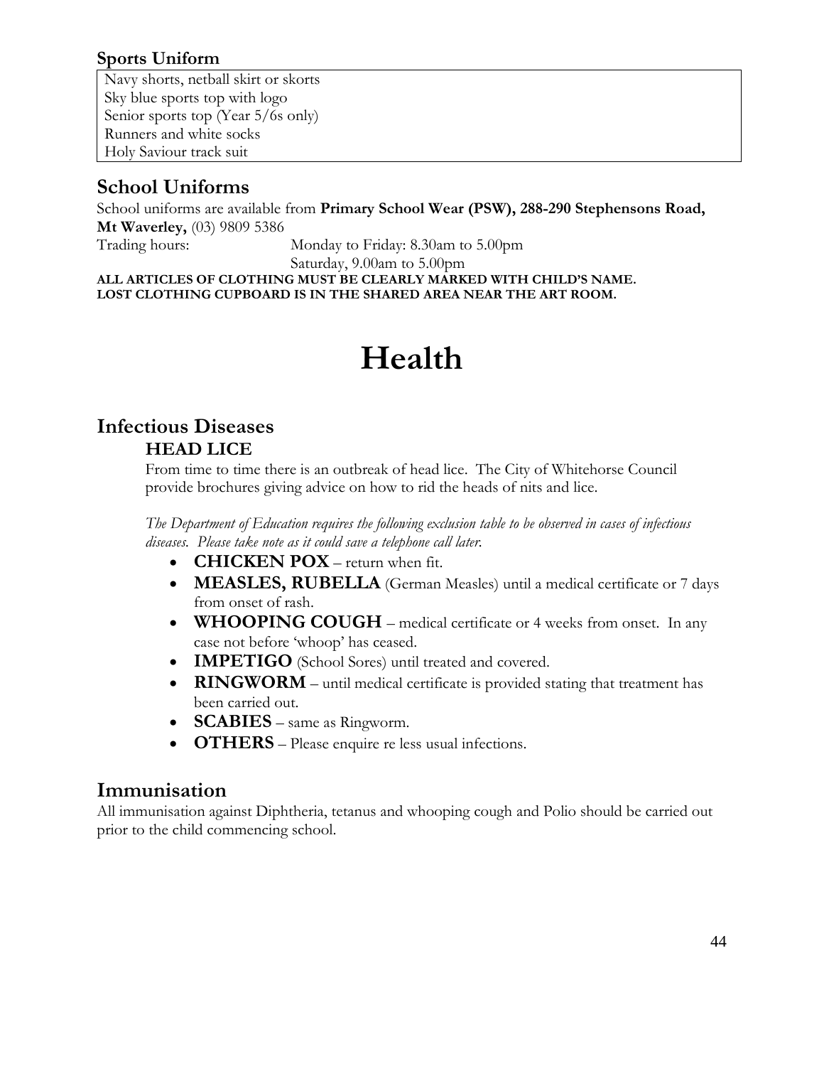### Sports Uniform

| Navy shorts, netball skirt or skorts<br>Sky blue sports top with logo<br>Senior sports top (Year 5/6s only)<br>Runners and white socks<br>Holy Saviour track suit |
|---|

## School Uniforms

School uniforms are available from **Primary School Wear (PSW), 288-290 Stephensons Road, Mt Waverley,** (03) 9809 5386

Trading hours: Monday to Friday: 8.30am to 5.00pm
Saturday, 9.00am to 5.00pm

**ALL ARTICLES OF CLOTHING MUST BE CLEARLY MARKED WITH CHILD'S NAME.**
**LOST CLOTHING CUPBOARD IS IN THE SHARED AREA NEAR THE ART ROOM.**

# Health

## Infectious Diseases

### HEAD LICE

From time to time there is an outbreak of head lice. The City of Whitehorse Council provide brochures giving advice on how to rid the heads of nits and lice.

*The Department of Education requires the following exclusion table to be observed in cases of infectious diseases. Please take note as it could save a telephone call later.*

- **CHICKEN POX** – return when fit.
- **MEASLES, RUBELLA** (German Measles) until a medical certificate or 7 days from onset of rash.
- **WHOOPING COUGH** – medical certificate or 4 weeks from onset. In any case not before 'whoop' has ceased.
- **IMPETIGO** (School Sores) until treated and covered.
- **RINGWORM** – until medical certificate is provided stating that treatment has been carried out.
- **SCABIES** – same as Ringworm.
- **OTHERS** – Please enquire re less usual infections.

## Immunisation

All immunisation against Diphtheria, tetanus and whooping cough and Polio should be carried out prior to the child commencing school.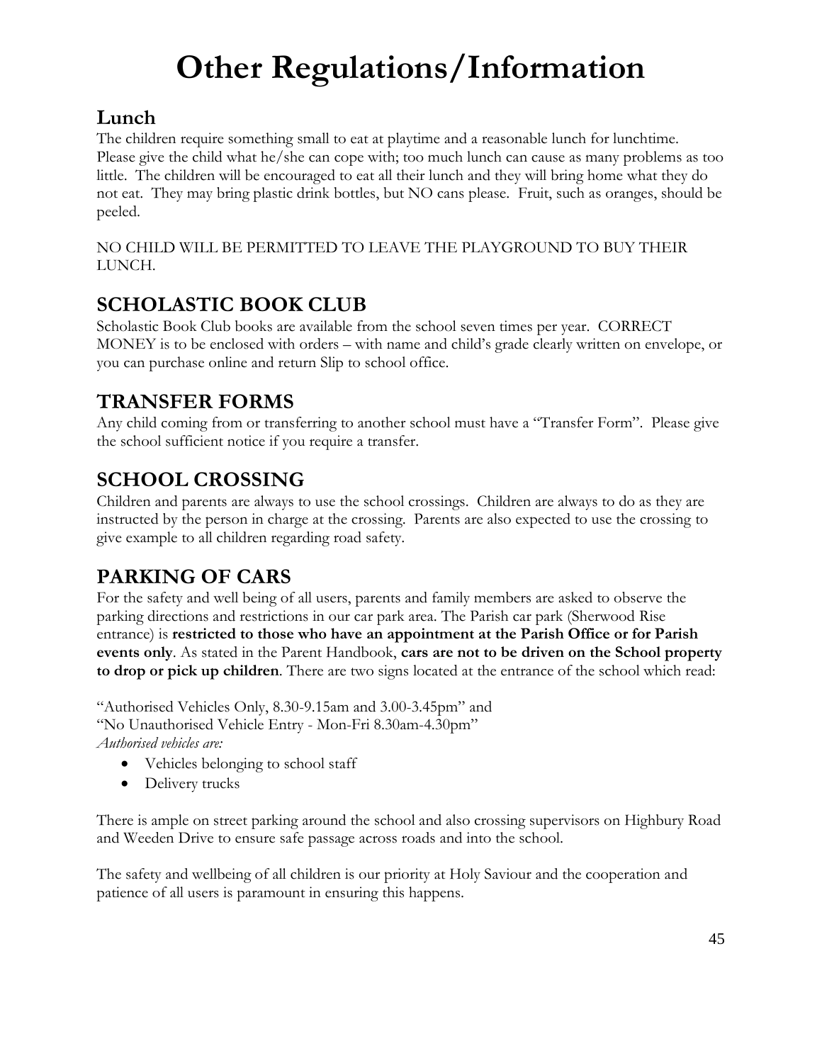# Other Regulations/Information

## Lunch

The children require something small to eat at playtime and a reasonable lunch for lunchtime. Please give the child what he/she can cope with; too much lunch can cause as many problems as too little. The children will be encouraged to eat all their lunch and they will bring home what they do not eat. They may bring plastic drink bottles, but NO cans please. Fruit, such as oranges, should be peeled.

NO CHILD WILL BE PERMITTED TO LEAVE THE PLAYGROUND TO BUY THEIR LUNCH.

## SCHOLASTIC BOOK CLUB

Scholastic Book Club books are available from the school seven times per year. CORRECT MONEY is to be enclosed with orders – with name and child's grade clearly written on envelope, or you can purchase online and return Slip to school office.

## TRANSFER FORMS

Any child coming from or transferring to another school must have a "Transfer Form". Please give the school sufficient notice if you require a transfer.

## SCHOOL CROSSING

Children and parents are always to use the school crossings. Children are always to do as they are instructed by the person in charge at the crossing. Parents are also expected to use the crossing to give example to all children regarding road safety.

## PARKING OF CARS

For the safety and well being of all users, parents and family members are asked to observe the parking directions and restrictions in our car park area. The Parish car park (Sherwood Rise entrance) is **restricted to those who have an appointment at the Parish Office or for Parish events only**. As stated in the Parent Handbook, **cars are not to be driven on the School property to drop or pick up children**. There are two signs located at the entrance of the school which read:

"Authorised Vehicles Only, 8.30-9.15am and 3.00-3.45pm" and
"No Unauthorised Vehicle Entry - Mon-Fri 8.30am-4.30pm"
*Authorised vehicles are:*

- Vehicles belonging to school staff
- Delivery trucks

There is ample on street parking around the school and also crossing supervisors on Highbury Road and Weeden Drive to ensure safe passage across roads and into the school.

The safety and wellbeing of all children is our priority at Holy Saviour and the cooperation and patience of all users is paramount in ensuring this happens.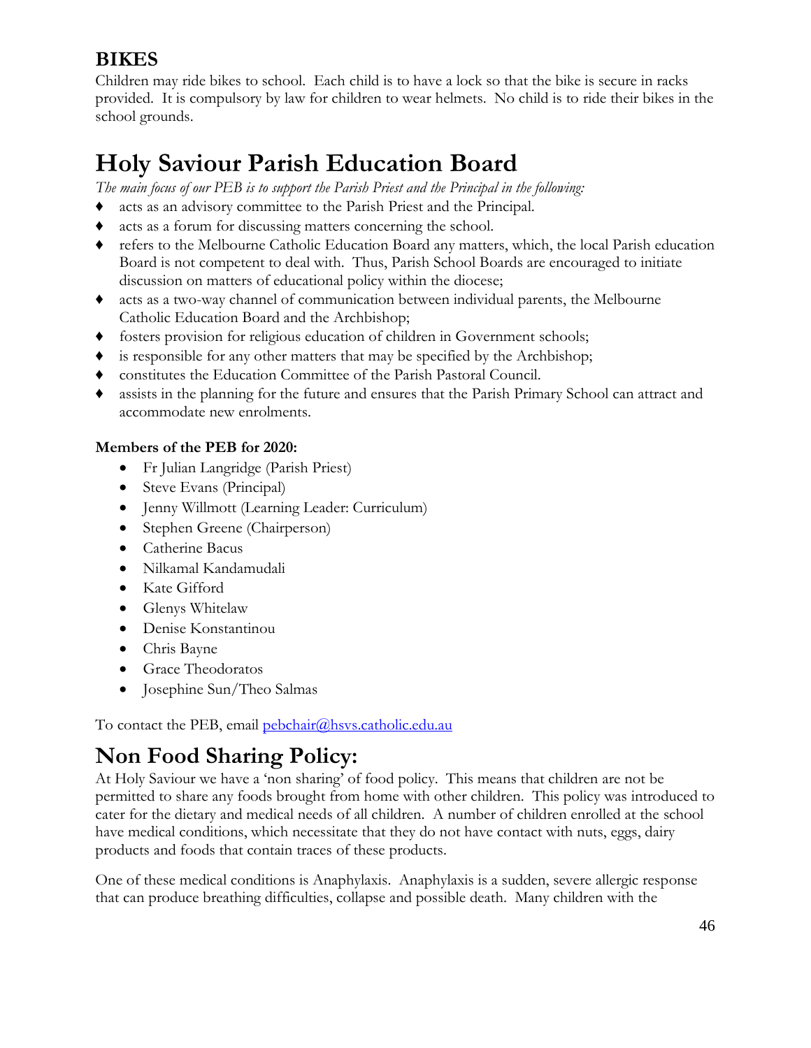## BIKES

Children may ride bikes to school. Each child is to have a lock so that the bike is secure in racks provided. It is compulsory by law for children to wear helmets. No child is to ride their bikes in the school grounds.

# Holy Saviour Parish Education Board

*The main focus of our PEB is to support the Parish Priest and the Principal in the following:*

- acts as an advisory committee to the Parish Priest and the Principal.
- acts as a forum for discussing matters concerning the school.
- refers to the Melbourne Catholic Education Board any matters, which, the local Parish education Board is not competent to deal with. Thus, Parish School Boards are encouraged to initiate discussion on matters of educational policy within the diocese;
- acts as a two-way channel of communication between individual parents, the Melbourne Catholic Education Board and the Archbishop;
- fosters provision for religious education of children in Government schools;
- is responsible for any other matters that may be specified by the Archbishop;
- constitutes the Education Committee of the Parish Pastoral Council.
- assists in the planning for the future and ensures that the Parish Primary School can attract and accommodate new enrolments.

**Members of the PEB for 2020:**

- Fr Julian Langridge (Parish Priest)
- Steve Evans (Principal)
- Jenny Willmott (Learning Leader: Curriculum)
- Stephen Greene (Chairperson)
- Catherine Bacus
- Nilkamal Kandamudali
- Kate Gifford
- Glenys Whitelaw
- Denise Konstantinou
- Chris Bayne
- Grace Theodoratos
- Josephine Sun/Theo Salmas

To contact the PEB, email pebchair@hsvs.catholic.edu.au

# Non Food Sharing Policy:

At Holy Saviour we have a 'non sharing' of food policy. This means that children are not be permitted to share any foods brought from home with other children. This policy was introduced to cater for the dietary and medical needs of all children. A number of children enrolled at the school have medical conditions, which necessitate that they do not have contact with nuts, eggs, dairy products and foods that contain traces of these products.

One of these medical conditions is Anaphylaxis. Anaphylaxis is a sudden, severe allergic response that can produce breathing difficulties, collapse and possible death. Many children with the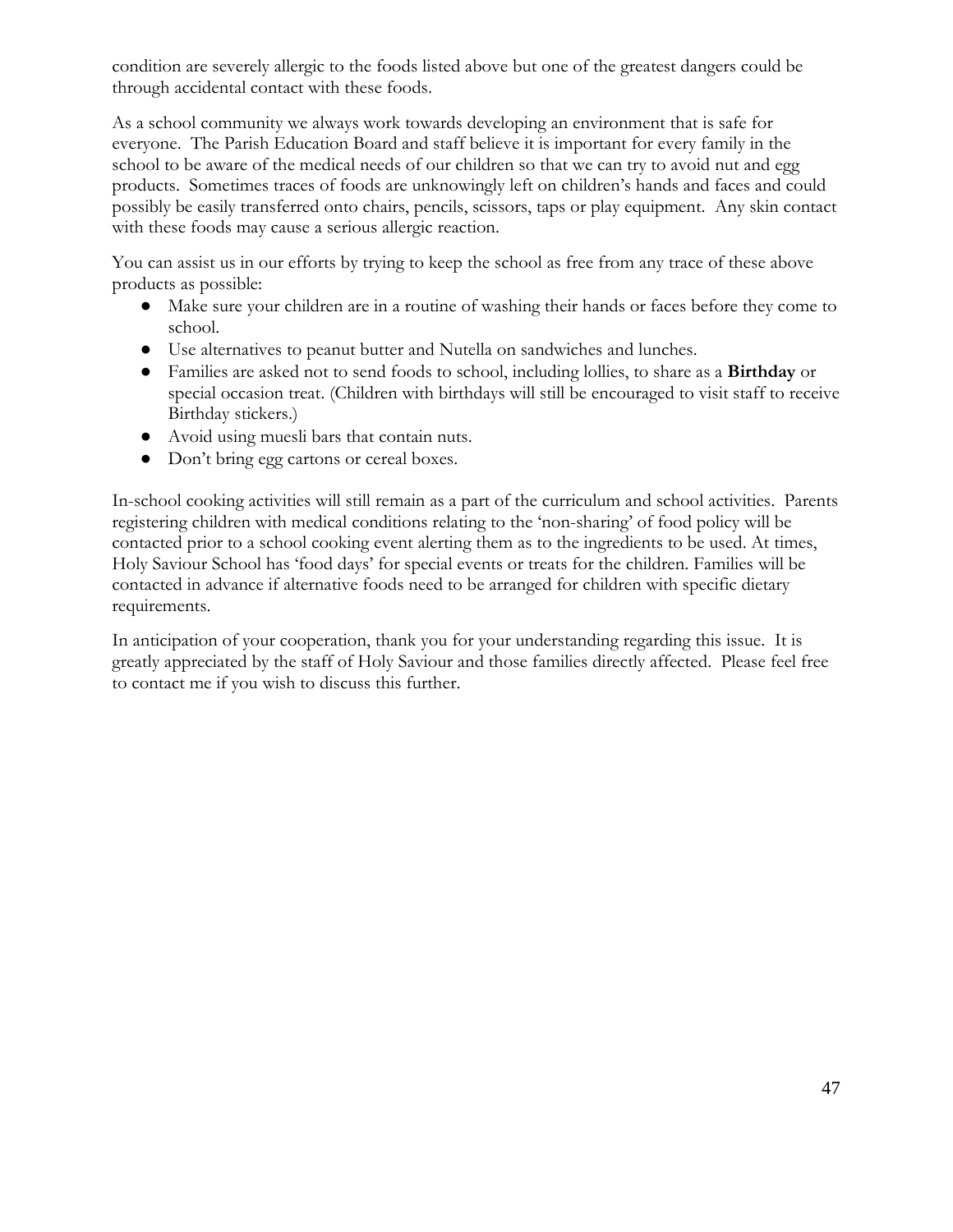condition are severely allergic to the foods listed above but one of the greatest dangers could be through accidental contact with these foods.

As a school community we always work towards developing an environment that is safe for everyone. The Parish Education Board and staff believe it is important for every family in the school to be aware of the medical needs of our children so that we can try to avoid nut and egg products. Sometimes traces of foods are unknowingly left on children's hands and faces and could possibly be easily transferred onto chairs, pencils, scissors, taps or play equipment. Any skin contact with these foods may cause a serious allergic reaction.

You can assist us in our efforts by trying to keep the school as free from any trace of these above products as possible:

- Make sure your children are in a routine of washing their hands or faces before they come to school.
- Use alternatives to peanut butter and Nutella on sandwiches and lunches.
- Families are asked not to send foods to school, including lollies, to share as a **Birthday** or special occasion treat. (Children with birthdays will still be encouraged to visit staff to receive Birthday stickers.)
- Avoid using muesli bars that contain nuts.
- Don't bring egg cartons or cereal boxes.

In-school cooking activities will still remain as a part of the curriculum and school activities. Parents registering children with medical conditions relating to the 'non-sharing' of food policy will be contacted prior to a school cooking event alerting them as to the ingredients to be used. At times, Holy Saviour School has 'food days' for special events or treats for the children. Families will be contacted in advance if alternative foods need to be arranged for children with specific dietary requirements.

In anticipation of your cooperation, thank you for your understanding regarding this issue. It is greatly appreciated by the staff of Holy Saviour and those families directly affected. Please feel free to contact me if you wish to discuss this further.